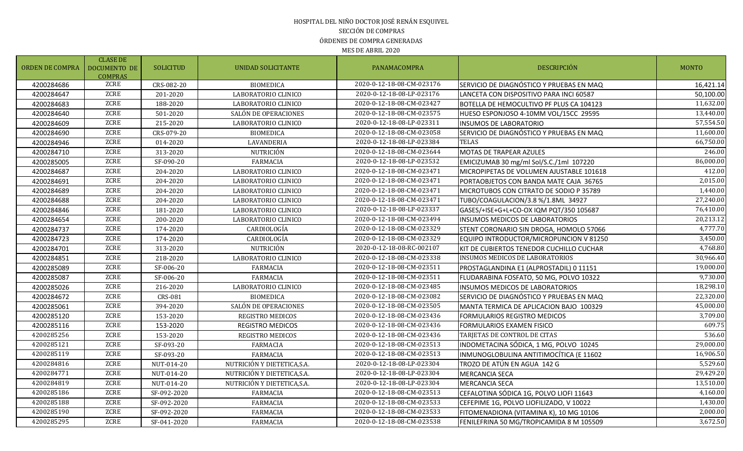HOSPITAL DEL NIÑO DOCTOR JOSÉ RENÁN ESQUIVEL

SECCIÓN DE COMPRAS

ÓRDENES DE COMPRA GENERADAS

MES DE ABRIL 2020

| ORDEN DE COMPRA | CLASE DE DOCUMENTO DE COMPRAS | SOLICITUD | UNIDAD SOLICITANTE | PANAMACOMPRA | DESCRIPCIÓN | MONTO |
|---|---|---|---|---|---|---|
| 4200284686 | ZCRE | CRS-082-20 | BIOMEDICA | 2020-0-12-18-08-CM-023176 | SERVICIO DE DIAGNÓSTICO Y PRUEBAS EN MAQ | 16,421.14 |
| 4200284647 | ZCRE | 201-2020 | LABORATORIO CLINICO | 2020-0-12-18-08-LP-023176 | LANCETA CON DISPOSITIVO PARA INCI 60587 | 50,100.00 |
| 4200284683 | ZCRE | 188-2020 | LABORATORIO CLINICO | 2020-0-12-18-08-CM-023427 | BOTELLA DE HEMOCULTIVO PF PLUS CA 104123 | 11,632.00 |
| 4200284640 | ZCRE | 501-2020 | SALÓN DE OPERACIONES | 2020-0-12-18-08-CM-023575 | HUESO ESPONJOSO 4-10MM VOL/15CC 29595 | 13,440.00 |
| 4200284609 | ZCRE | 215-2020 | LABORATORIO CLINICO | 2020-0-12-18-08-LP-023311 | INSUMOS DE LABORATORIO | 57,554.50 |
| 4200284690 | ZCRE | CRS-079-20 | BIOMEDICA | 2020-0-12-18-08-CM-023058 | SERVICIO DE DIAGNÓSTICO Y PRUEBAS EN MAQ | 11,600.00 |
| 4200284946 | ZCRE | 014-2020 | LAVANDERIA | 2020-0-12-18-08-LP-023384 | TELAS | 66,750.00 |
| 4200284710 | ZCRE | 313-2020 | NUTRICIÓN | 2020-0-12-18-08-CM-023644 | MOTAS DE TRAPEAR AZULES | 246.00 |
| 4200285005 | ZCRE | SF-090-20 | FARMACIA | 2020-0-12-18-08-LP-023532 | EMICIZUMAB 30 mg/ml Sol/S.C./1ml 107220 | 86,000.00 |
| 4200284687 | ZCRE | 204-2020 | LABORATORIO CLINICO | 2020-0-12-18-08-CM-023471 | MICROPIPETAS DE VOLUMEN AJUSTABLE 101618 | 412.00 |
| 4200284691 | ZCRE | 204-2020 | LABORATORIO CLINICO | 2020-0-12-18-08-CM-023471 | PORTAOBJETOS CON BANDA MATE CAJA 36765 | 2,015.00 |
| 4200284689 | ZCRE | 204-2020 | LABORATORIO CLINICO | 2020-0-12-18-08-CM-023471 | MICROTUBOS CON CITRATO DE SODIO P 35789 | 1,440.00 |
| 4200284688 | ZCRE | 204-2020 | LABORATORIO CLINICO | 2020-0-12-18-08-CM-023471 | TUBO/COAGULACION/3.8 %/1.8ML 34927 | 27,240.00 |
| 4200284846 | ZCRE | 181-2020 | LABORATORIO CLINICO | 2020-0-12-18-08-LP-023337 | GASES/+ISE+G+L+CO-OX IQM PQT/350 105687 | 76,410.00 |
| 4200284654 | ZCRE | 200-2020 | LABORATORIO CLINICO | 2020-0-12-18-08-CM-023494 | INSUMOS MEDICOS DE LABORATORIOS | 20,213.12 |
| 4200284737 | ZCRE | 174-2020 | CARDIOLOGÍA | 2020-0-12-18-08-CM-023329 | STENT CORONARIO SIN DROGA, HOMOLO 57066 | 4,777.70 |
| 4200284723 | ZCRE | 174-2020 | CARDIOLOGÍA | 2020-0-12-18-08-CM-023329 | EQUIPO INTRODUCTOR/MICROPUNCION V 81250 | 3,450.00 |
| 4200284701 | ZCRE | 313-2020 | NUTRICIÓN | 2020-0-12-18-08-RC-002107 | KIT DE CUBIERTOS TENEDOR CUCHILLO CUCHAR | 4,768.80 |
| 4200284851 | ZCRE | 218-2020 | LABORATORIO CLINICO | 2020-0-12-18-08-CM-023338 | INSUMOS MEDICOS DE LABORATORIOS | 30,966.40 |
| 4200285089 | ZCRE | SF-006-20 | FARMACIA | 2020-0-12-18-08-CM-023511 | PROSTAGLANDINA E1 (ALPROSTADIL) 0 11151 | 19,000.00 |
| 4200285087 | ZCRE | SF-006-20 | FARMACIA | 2020-0-12-18-08-CM-023511 | FLUDARABINA FOSFATO, 50 MG, POLVO 10322 | 9,730.00 |
| 4200285026 | ZCRE | 216-2020 | LABORATORIO CLINICO | 2020-0-12-18-08-CM-023485 | INSUMOS MEDICOS DE LABORATORIOS | 18,298.10 |
| 4200284672 | ZCRE | CRS-081 | BIOMEDICA | 2020-0-12-18-08-CM-023082 | SERVICIO DE DIAGNÓSTICO Y PRUEBAS EN MAQ | 22,320.00 |
| 4200285061 | ZCRE | 394-2020 | SALÓN DE OPERACIONES | 2020-0-12-18-08-CM-023505 | MANTA TERMICA DE APLICACION BAJO 100329 | 45,000.00 |
| 4200285120 | ZCRE | 153-2020 | REGISTRO MEDICOS | 2020-0-12-18-08-CM-023436 | FORMULARIOS REGISTRO MEDICOS | 3,709.00 |
| 4200285116 | ZCRE | 153-2020 | REGISTRO MEDICOS | 2020-0-12-18-08-CM-023436 | FORMULARIOS EXAMEN FISICO | 609.75 |
| 4200285256 | ZCRE | 153-2020 | REGISTRO MEDICOS | 2020-0-12-18-08-CM-023436 | TARJETAS DE CONTROL DE CITAS | 536.60 |
| 4200285121 | ZCRE | SF-093-20 | FARMACIA | 2020-0-12-18-08-CM-023513 | INDOMETACINA SÓDICA, 1 MG, POLVO 10245 | 29,000.00 |
| 4200285119 | ZCRE | SF-093-20 | FARMACIA | 2020-0-12-18-08-CM-023513 | INMUNOGLOBULINA ANTITIMOCÍTICA (E 11602 | 16,906.50 |
| 4200284816 | ZCRE | NUT-014-20 | NUTRICIÓN Y DIETETICA,S.A. | 2020-0-12-18-08-LP-023304 | TROZO DE ATÚN EN AGUA 142 G | 5,529.60 |
| 4200284771 | ZCRE | NUT-014-20 | NUTRICIÓN Y DIETETICA,S.A. | 2020-0-12-18-08-LP-023304 | MERCANCIA SECA | 29,429.20 |
| 4200284819 | ZCRE | NUT-014-20 | NUTRICIÓN Y DIETETICA,S.A. | 2020-0-12-18-08-LP-023304 | MERCANCIA SECA | 13,510.00 |
| 4200285186 | ZCRE | SF-092-2020 | FARMACIA | 2020-0-12-18-08-CM-023513 | CEFALOTINA SÓDICA 1G, POLVO LIOFI 11643 | 4,160.00 |
| 4200285188 | ZCRE | SF-092-2020 | FARMACIA | 2020-0-12-18-08-CM-023533 | CEFEPIME 1G, POLVO LIOFILIZADO, V 10022 | 1,430.00 |
| 4200285190 | ZCRE | SF-092-2020 | FARMACIA | 2020-0-12-18-08-CM-023533 | FITOMENADIONA (VITAMINA K), 10 MG 10106 | 2,000.00 |
| 4200285295 | ZCRE | SF-041-2020 | FARMACIA | 2020-0-12-18-08-CM-023538 | FENILEFRINA 50 MG/TROPICAMIDA 8 M 105509 | 3,672.50 |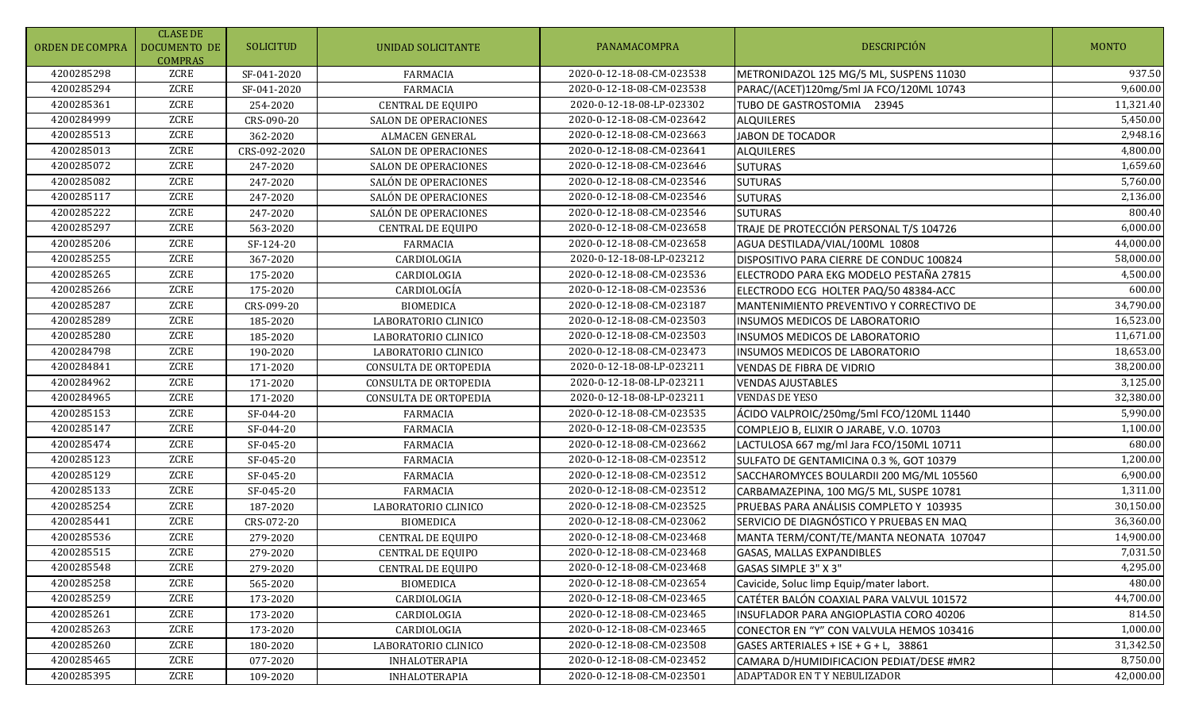| ORDEN DE COMPRA | CLASE DE DOCUMENTO DE COMPRAS | SOLICITUD | UNIDAD SOLICITANTE | PANAMACOMPRA | DESCRIPCIÓN | MONTO |
|---|---|---|---|---|---|---|
| 4200285298 | ZCRE | SF-041-2020 | FARMACIA | 2020-0-12-18-08-CM-023538 | METRONIDAZOL 125 MG/5 ML, SUSPENS 11030 | 937.50 |
| 4200285294 | ZCRE | SF-041-2020 | FARMACIA | 2020-0-12-18-08-CM-023538 | PARAC/(ACET)120mg/5ml JA FCO/120ML 10743 | 9,600.00 |
| 4200285361 | ZCRE | 254-2020 | CENTRAL DE EQUIPO | 2020-0-12-18-08-LP-023302 | TUBO DE GASTROSTOMIA 23945 | 11,321.40 |
| 4200284999 | ZCRE | CRS-090-20 | SALON DE OPERACIONES | 2020-0-12-18-08-CM-023642 | ALQUILERES | 5,450.00 |
| 4200285513 | ZCRE | 362-2020 | ALMACEN GENERAL | 2020-0-12-18-08-CM-023663 | JABON DE TOCADOR | 2,948.16 |
| 4200285013 | ZCRE | CRS-092-2020 | SALON DE OPERACIONES | 2020-0-12-18-08-CM-023641 | ALQUILERES | 4,800.00 |
| 4200285072 | ZCRE | 247-2020 | SALON DE OPERACIONES | 2020-0-12-18-08-CM-023646 | SUTURAS | 1,659.60 |
| 4200285082 | ZCRE | 247-2020 | SALÓN DE OPERACIONES | 2020-0-12-18-08-CM-023546 | SUTURAS | 5,760.00 |
| 4200285117 | ZCRE | 247-2020 | SALÓN DE OPERACIONES | 2020-0-12-18-08-CM-023546 | SUTURAS | 2,136.00 |
| 4200285222 | ZCRE | 247-2020 | SALÓN DE OPERACIONES | 2020-0-12-18-08-CM-023546 | SUTURAS | 800.40 |
| 4200285297 | ZCRE | 563-2020 | CENTRAL DE EQUIPO | 2020-0-12-18-08-CM-023658 | TRAJE DE PROTECCIÓN PERSONAL T/S 104726 | 6,000.00 |
| 4200285206 | ZCRE | SF-124-20 | FARMACIA | 2020-0-12-18-08-CM-023658 | AGUA DESTILADA/VIAL/100ML 10808 | 44,000.00 |
| 4200285255 | ZCRE | 367-2020 | CARDIOLOGIA | 2020-0-12-18-08-LP-023212 | DISPOSITIVO PARA CIERRE DE CONDUC 100824 | 58,000.00 |
| 4200285265 | ZCRE | 175-2020 | CARDIOLOGIA | 2020-0-12-18-08-CM-023536 | ELECTRODO PARA EKG MODELO PESTAÑA 27815 | 4,500.00 |
| 4200285266 | ZCRE | 175-2020 | CARDIOLOGÍA | 2020-0-12-18-08-CM-023536 | ELECTRODO ECG HOLTER PAQ/50 48384-ACC | 600.00 |
| 4200285287 | ZCRE | CRS-099-20 | BIOMEDICA | 2020-0-12-18-08-CM-023187 | MANTENIMIENTO PREVENTIVO Y CORRECTIVO DE | 34,790.00 |
| 4200285289 | ZCRE | 185-2020 | LABORATORIO CLINICO | 2020-0-12-18-08-CM-023503 | INSUMOS MEDICOS DE LABORATORIO | 16,523.00 |
| 4200285280 | ZCRE | 185-2020 | LABORATORIO CLINICO | 2020-0-12-18-08-CM-023503 | INSUMOS MEDICOS DE LABORATORIO | 11,671.00 |
| 4200284798 | ZCRE | 190-2020 | LABORATORIO CLINICO | 2020-0-12-18-08-CM-023473 | INSUMOS MEDICOS DE LABORATORIO | 18,653.00 |
| 4200284841 | ZCRE | 171-2020 | CONSULTA DE ORTOPEDIA | 2020-0-12-18-08-LP-023211 | VENDAS DE FIBRA DE VIDRIO | 38,200.00 |
| 4200284962 | ZCRE | 171-2020 | CONSULTA DE ORTOPEDIA | 2020-0-12-18-08-LP-023211 | VENDAS AJUSTABLES | 3,125.00 |
| 4200284965 | ZCRE | 171-2020 | CONSULTA DE ORTOPEDIA | 2020-0-12-18-08-LP-023211 | VENDAS DE YESO | 32,380.00 |
| 4200285153 | ZCRE | SF-044-20 | FARMACIA | 2020-0-12-18-08-CM-023535 | ÁCIDO VALPROIC/250mg/5ml FCO/120ML 11440 | 5,990.00 |
| 4200285147 | ZCRE | SF-044-20 | FARMACIA | 2020-0-12-18-08-CM-023535 | COMPLEJO B, ELIXIR O JARABE, V.O. 10703 | 1,100.00 |
| 4200285474 | ZCRE | SF-045-20 | FARMACIA | 2020-0-12-18-08-CM-023662 | LACTULOSA 667 mg/ml Jara FCO/150ML 10711 | 680.00 |
| 4200285123 | ZCRE | SF-045-20 | FARMACIA | 2020-0-12-18-08-CM-023512 | SULFATO DE GENTAMICINA 0.3 %, GOT 10379 | 1,200.00 |
| 4200285129 | ZCRE | SF-045-20 | FARMACIA | 2020-0-12-18-08-CM-023512 | SACCHAROMYCES BOULARDII 200 MG/ML 105560 | 6,900.00 |
| 4200285133 | ZCRE | SF-045-20 | FARMACIA | 2020-0-12-18-08-CM-023512 | CARBAMAZEPINA, 100 MG/5 ML, SUSPE 10781 | 1,311.00 |
| 4200285254 | ZCRE | 187-2020 | LABORATORIO CLINICO | 2020-0-12-18-08-CM-023525 | PRUEBAS PARA ANÁLISIS COMPLETO Y 103935 | 30,150.00 |
| 4200285441 | ZCRE | CRS-072-20 | BIOMEDICA | 2020-0-12-18-08-CM-023062 | SERVICIO DE DIAGNÓSTICO Y PRUEBAS EN MAQ | 36,360.00 |
| 4200285536 | ZCRE | 279-2020 | CENTRAL DE EQUIPO | 2020-0-12-18-08-CM-023468 | MANTA TERM/CONT/TE/MANTA NEONATA 107047 | 14,900.00 |
| 4200285515 | ZCRE | 279-2020 | CENTRAL DE EQUIPO | 2020-0-12-18-08-CM-023468 | GASAS, MALLAS EXPANDIBLES | 7,031.50 |
| 4200285548 | ZCRE | 279-2020 | CENTRAL DE EQUIPO | 2020-0-12-18-08-CM-023468 | GASAS SIMPLE 3" X 3" | 4,295.00 |
| 4200285258 | ZCRE | 565-2020 | BIOMEDICA | 2020-0-12-18-08-CM-023654 | Cavicide, Soluc limp Equip/mater labort. | 480.00 |
| 4200285259 | ZCRE | 173-2020 | CARDIOLOGIA | 2020-0-12-18-08-CM-023465 | CATÉTER BALÓN COAXIAL PARA VALVUL 101572 | 44,700.00 |
| 4200285261 | ZCRE | 173-2020 | CARDIOLOGIA | 2020-0-12-18-08-CM-023465 | INSUFLADOR PARA ANGIOPLASTIA CORO 40206 | 814.50 |
| 4200285263 | ZCRE | 173-2020 | CARDIOLOGIA | 2020-0-12-18-08-CM-023465 | CONECTOR EN "Y" CON VALVULA HEMOS 103416 | 1,000.00 |
| 4200285260 | ZCRE | 180-2020 | LABORATORIO CLINICO | 2020-0-12-18-08-CM-023508 | GASES ARTERIALES + ISE + G + L, 38861 | 31,342.50 |
| 4200285465 | ZCRE | 077-2020 | INHALOTERAPIA | 2020-0-12-18-08-CM-023452 | CAMARA D/HUMIDIFICACION PEDIAT/DESE #MR2 | 8,750.00 |
| 4200285395 | ZCRE | 109-2020 | INHALOTERAPIA | 2020-0-12-18-08-CM-023501 | ADAPTADOR EN T Y NEBULIZADOR | 42,000.00 |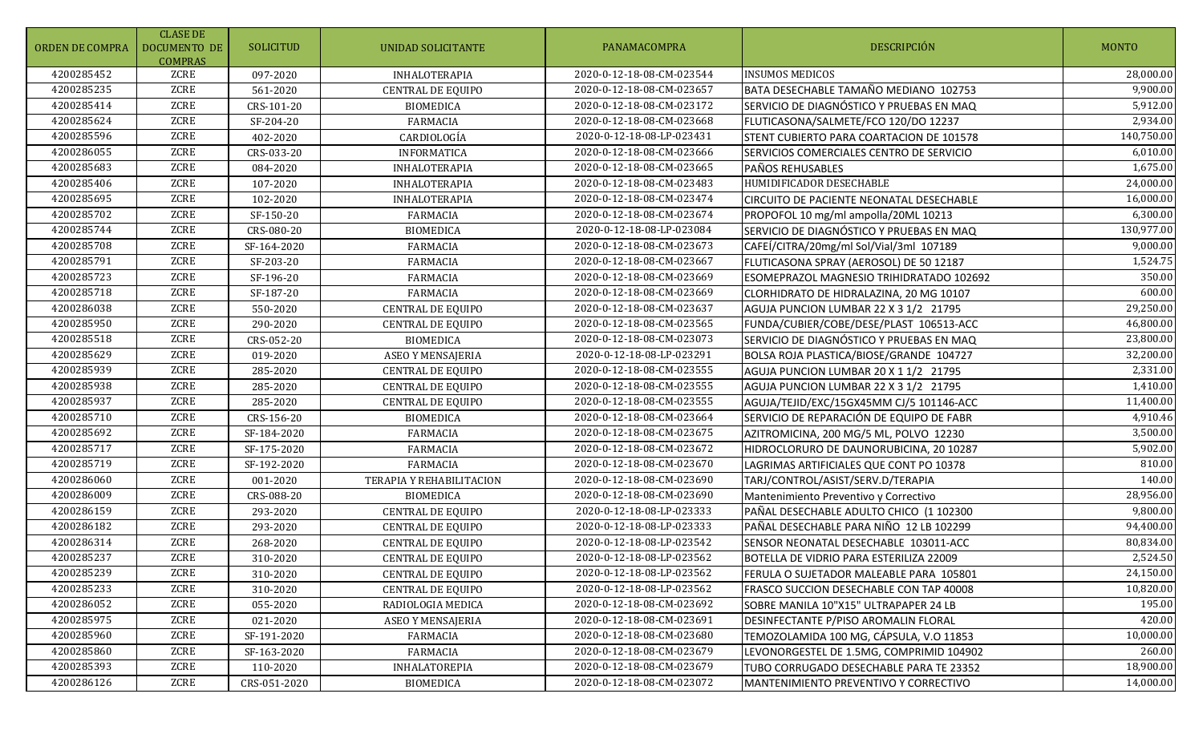| ORDEN DE COMPRA | CLASE DE DOCUMENTO DE COMPRAS | SOLICITUD | UNIDAD SOLICITANTE | PANAMACOMPRA | DESCRIPCIÓN | MONTO |
|---|---|---|---|---|---|---|
| 4200285452 | ZCRE | 097-2020 | INHALOTERAPIA | 2020-0-12-18-08-CM-023544 | INSUMOS MEDICOS | 28,000.00 |
| 4200285235 | ZCRE | 561-2020 | CENTRAL DE EQUIPO | 2020-0-12-18-08-CM-023657 | BATA DESECHABLE TAMAÑO MEDIANO 102753 | 9,900.00 |
| 4200285414 | ZCRE | CRS-101-20 | BIOMEDICA | 2020-0-12-18-08-CM-023172 | SERVICIO DE DIAGNÓSTICO Y PRUEBAS EN MAQ | 5,912.00 |
| 4200285624 | ZCRE | SF-204-20 | FARMACIA | 2020-0-12-18-08-CM-023668 | FLUTICASONA/SALMETE/FCO 120/DO 12237 | 2,934.00 |
| 4200285596 | ZCRE | 402-2020 | CARDIOLOGÍA | 2020-0-12-18-08-LP-023431 | STENT CUBIERTO PARA COARTACION DE 101578 | 140,750.00 |
| 4200286055 | ZCRE | CRS-033-20 | INFORMATICA | 2020-0-12-18-08-CM-023666 | SERVICIOS COMERCIALES CENTRO DE SERVICIO | 6,010.00 |
| 4200285683 | ZCRE | 084-2020 | INHALOTERAPIA | 2020-0-12-18-08-CM-023665 | PAÑOS REHUSABLES | 1,675.00 |
| 4200285406 | ZCRE | 107-2020 | INHALOTERAPIA | 2020-0-12-18-08-CM-023483 | HUMIDIFICADOR DESECHABLE | 24,000.00 |
| 4200285695 | ZCRE | 102-2020 | INHALOTERAPIA | 2020-0-12-18-08-CM-023474 | CIRCUITO DE PACIENTE NEONATAL DESECHABLE | 16,000.00 |
| 4200285702 | ZCRE | SF-150-20 | FARMACIA | 2020-0-12-18-08-CM-023674 | PROPOFOL 10 mg/ml ampolla/20ML 10213 | 6,300.00 |
| 4200285744 | ZCRE | CRS-080-20 | BIOMEDICA | 2020-0-12-18-08-LP-023084 | SERVICIO DE DIAGNÓSTICO Y PRUEBAS EN MAQ | 130,977.00 |
| 4200285708 | ZCRE | SF-164-2020 | FARMACIA | 2020-0-12-18-08-CM-023673 | CAFEÍ/CITRA/20mg/ml Sol/Vial/3ml 107189 | 9,000.00 |
| 4200285791 | ZCRE | SF-203-20 | FARMACIA | 2020-0-12-18-08-CM-023667 | FLUTICASONA SPRAY (AEROSOL) DE 50 12187 | 1,524.75 |
| 4200285723 | ZCRE | SF-196-20 | FARMACIA | 2020-0-12-18-08-CM-023669 | ESOMEPRAZOL MAGNESIO TRIHIDRATADO 102692 | 350.00 |
| 4200285718 | ZCRE | SF-187-20 | FARMACIA | 2020-0-12-18-08-CM-023669 | CLORHIDRATO DE HIDRALAZINA, 20 MG 10107 | 600.00 |
| 4200286038 | ZCRE | 550-2020 | CENTRAL DE EQUIPO | 2020-0-12-18-08-CM-023637 | AGUJA PUNCION LUMBAR 22 X 3 1/2 21795 | 29,250.00 |
| 4200285950 | ZCRE | 290-2020 | CENTRAL DE EQUIPO | 2020-0-12-18-08-CM-023565 | FUNDA/CUBIER/COBE/DESE/PLAST 106513-ACC | 46,800.00 |
| 4200285518 | ZCRE | CRS-052-20 | BIOMEDICA | 2020-0-12-18-08-CM-023073 | SERVICIO DE DIAGNÓSTICO Y PRUEBAS EN MAQ | 23,800.00 |
| 4200285629 | ZCRE | 019-2020 | ASEO Y MENSAJERIA | 2020-0-12-18-08-LP-023291 | BOLSA ROJA PLASTICA/BIOSE/GRANDE 104727 | 32,200.00 |
| 4200285939 | ZCRE | 285-2020 | CENTRAL DE EQUIPO | 2020-0-12-18-08-CM-023555 | AGUJA PUNCION LUMBAR 20 X 1 1/2 21795 | 2,331.00 |
| 4200285938 | ZCRE | 285-2020 | CENTRAL DE EQUIPO | 2020-0-12-18-08-CM-023555 | AGUJA PUNCION LUMBAR 22 X 3 1/2 21795 | 1,410.00 |
| 4200285937 | ZCRE | 285-2020 | CENTRAL DE EQUIPO | 2020-0-12-18-08-CM-023555 | AGUJA/TEJID/EXC/15GX45MM CJ/5 101146-ACC | 11,400.00 |
| 4200285710 | ZCRE | CRS-156-20 | BIOMEDICA | 2020-0-12-18-08-CM-023664 | SERVICIO DE REPARACIÓN DE EQUIPO DE FABR | 4,910.46 |
| 4200285692 | ZCRE | SF-184-2020 | FARMACIA | 2020-0-12-18-08-CM-023675 | AZITROMICINA, 200 MG/5 ML, POLVO 12230 | 3,500.00 |
| 4200285717 | ZCRE | SF-175-2020 | FARMACIA | 2020-0-12-18-08-CM-023672 | HIDROCLORURO DE DAUNORUBICINA, 20 10287 | 5,902.00 |
| 4200285719 | ZCRE | SF-192-2020 | FARMACIA | 2020-0-12-18-08-CM-023670 | LAGRIMAS ARTIFICIALES QUE CONT PO 10378 | 810.00 |
| 4200286060 | ZCRE | 001-2020 | TERAPIA Y REHABILITACION | 2020-0-12-18-08-CM-023690 | TARJ/CONTROL/ASIST/SERV.D/TERAPIA | 140.00 |
| 4200286009 | ZCRE | CRS-088-20 | BIOMEDICA | 2020-0-12-18-08-CM-023690 | Mantenimiento Preventivo y Correctivo | 28,956.00 |
| 4200286159 | ZCRE | 293-2020 | CENTRAL DE EQUIPO | 2020-0-12-18-08-LP-023333 | PAÑAL DESECHABLE ADULTO CHICO (1 102300 | 9,800.00 |
| 4200286182 | ZCRE | 293-2020 | CENTRAL DE EQUIPO | 2020-0-12-18-08-LP-023333 | PAÑAL DESECHABLE PARA NIÑO 12 LB 102299 | 94,400.00 |
| 4200286314 | ZCRE | 268-2020 | CENTRAL DE EQUIPO | 2020-0-12-18-08-LP-023542 | SENSOR NEONATAL DESECHABLE 103011-ACC | 80,834.00 |
| 4200285237 | ZCRE | 310-2020 | CENTRAL DE EQUIPO | 2020-0-12-18-08-LP-023562 | BOTELLA DE VIDRIO PARA ESTERILIZA 22009 | 2,524.50 |
| 4200285239 | ZCRE | 310-2020 | CENTRAL DE EQUIPO | 2020-0-12-18-08-LP-023562 | FERULA O SUJETADOR MALEABLE PARA 105801 | 24,150.00 |
| 4200285233 | ZCRE | 310-2020 | CENTRAL DE EQUIPO | 2020-0-12-18-08-LP-023562 | FRASCO SUCCION DESECHABLE CON TAP 40008 | 10,820.00 |
| 4200286052 | ZCRE | 055-2020 | RADIOLOGIA MEDICA | 2020-0-12-18-08-CM-023692 | SOBRE MANILA 10"X15" ULTRAPAPER 24 LB | 195.00 |
| 4200285975 | ZCRE | 021-2020 | ASEO Y MENSAJERIA | 2020-0-12-18-08-CM-023691 | DESINFECTANTE P/PISO AROMALIN FLORAL | 420.00 |
| 4200285960 | ZCRE | SF-191-2020 | FARMACIA | 2020-0-12-18-08-CM-023680 | TEMOZOLAMIDA 100 MG, CÁPSULA, V.O 11853 | 10,000.00 |
| 4200285860 | ZCRE | SF-163-2020 | FARMACIA | 2020-0-12-18-08-CM-023679 | LEVONORGESTEL DE 1.5MG, COMPRIMID 104902 | 260.00 |
| 4200285393 | ZCRE | 110-2020 | INHALATOREPIA | 2020-0-12-18-08-CM-023679 | TUBO CORRUGADO DESECHABLE PARA TE 23352 | 18,900.00 |
| 4200286126 | ZCRE | CRS-051-2020 | BIOMEDICA | 2020-0-12-18-08-CM-023072 | MANTENIMIENTO PREVENTIVO Y CORRECTIVO | 14,000.00 |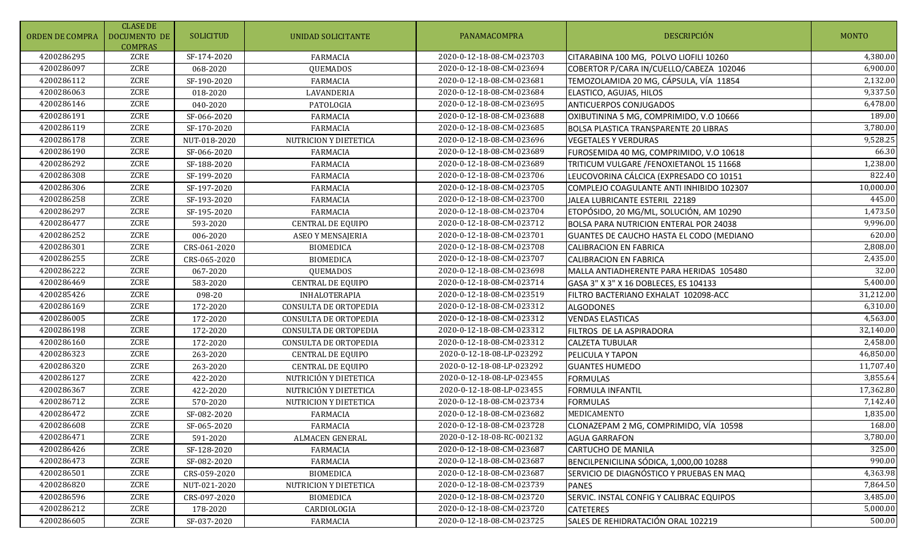| ORDEN DE COMPRA | CLASE DE DOCUMENTO DE COMPRAS | SOLICITUD | UNIDAD SOLICITANTE | PANAMACOMPRA | DESCRIPCIÓN | MONTO |
|---|---|---|---|---|---|---|
| 4200286295 | ZCRE | SF-174-2020 | FARMACIA | 2020-0-12-18-08-CM-023703 | CITARABINA 100 MG, POLVO LIOFILI 10260 | 4,380.00 |
| 4200286097 | ZCRE | 068-2020 | QUEMADOS | 2020-0-12-18-08-CM-023694 | COBERTOR P/CARA IN/CUELLO/CABEZA 102046 | 6,900.00 |
| 4200286112 | ZCRE | SF-190-2020 | FARMACIA | 2020-0-12-18-08-CM-023681 | TEMOZOLAMIDA 20 MG, CÁPSULA, VÍA 11854 | 2,132.00 |
| 4200286063 | ZCRE | 018-2020 | LAVANDERIA | 2020-0-12-18-08-CM-023684 | ELASTICO, AGUJAS, HILOS | 9,337.50 |
| 4200286146 | ZCRE | 040-2020 | PATOLOGIA | 2020-0-12-18-08-CM-023695 | ANTICUERPOS CONJUGADOS | 6,478.00 |
| 4200286191 | ZCRE | SF-066-2020 | FARMACIA | 2020-0-12-18-08-CM-023688 | OXIBUTININA 5 MG, COMPRIMIDO, V.O 10666 | 189.00 |
| 4200286119 | ZCRE | SF-170-2020 | FARMACIA | 2020-0-12-18-08-CM-023685 | BOLSA PLASTICA TRANSPARENTE 20 LIBRAS | 3,780.00 |
| 4200286178 | ZCRE | NUT-018-2020 | NUTRICION Y DIETETICA | 2020-0-12-18-08-CM-023696 | VEGETALES Y VERDURAS | 9,528.25 |
| 4200286190 | ZCRE | SF-066-2020 | FARMACIA | 2020-0-12-18-08-CM-023689 | FUROSEMIDA 40 MG, COMPRIMIDO, V.O 10618 | 66.30 |
| 4200286292 | ZCRE | SF-188-2020 | FARMACIA | 2020-0-12-18-08-CM-023689 | TRITICUM VULGARE /FENOXIETANOL 15 11668 | 1,238.00 |
| 4200286308 | ZCRE | SF-199-2020 | FARMACIA | 2020-0-12-18-08-CM-023706 | LEUCOVORINA CÁLCICA (EXPRESADO CO 10151 | 822.40 |
| 4200286306 | ZCRE | SF-197-2020 | FARMACIA | 2020-0-12-18-08-CM-023705 | COMPLEJO COAGULANTE ANTI INHIBIDO 102307 | 10,000.00 |
| 4200286258 | ZCRE | SF-193-2020 | FARMACIA | 2020-0-12-18-08-CM-023700 | JALEA LUBRICANTE ESTERIL 22189 | 445.00 |
| 4200286297 | ZCRE | SF-195-2020 | FARMACIA | 2020-0-12-18-08-CM-023704 | ETOPÓSIDO, 20 MG/ML, SOLUCIÓN, AM 10290 | 1,473.50 |
| 4200286477 | ZCRE | 593-2020 | CENTRAL DE EQUIPO | 2020-0-12-18-08-CM-023712 | BOLSA PARA NUTRICION ENTERAL POR 24038 | 9,996.00 |
| 4200286252 | ZCRE | 006-2020 | ASEO Y MENSAJERIA | 2020-0-12-18-08-CM-023701 | GUANTES DE CAUCHO HASTA EL CODO (MEDIANO | 620.00 |
| 4200286301 | ZCRE | CRS-061-2020 | BIOMEDICA | 2020-0-12-18-08-CM-023708 | CALIBRACION EN FABRICA | 2,808.00 |
| 4200286255 | ZCRE | CRS-065-2020 | BIOMEDICA | 2020-0-12-18-08-CM-023707 | CALIBRACION EN FABRICA | 2,435.00 |
| 4200286222 | ZCRE | 067-2020 | QUEMADOS | 2020-0-12-18-08-CM-023698 | MALLA ANTIADHERENTE PARA HERIDAS 105480 | 32.00 |
| 4200286469 | ZCRE | 583-2020 | CENTRAL DE EQUIPO | 2020-0-12-18-08-CM-023714 | GASA 3" X 3" X 16 DOBLECES, ES 104133 | 5,400.00 |
| 4200285426 | ZCRE | 098-20 | INHALOTERAPIA | 2020-0-12-18-08-CM-023519 | FILTRO BACTERIANO EXHALAT 102098-ACC | 31,212.00 |
| 4200286169 | ZCRE | 172-2020 | CONSULTA DE ORTOPEDIA | 2020-0-12-18-08-CM-023312 | ALGODONES | 6,310.00 |
| 4200286005 | ZCRE | 172-2020 | CONSULTA DE ORTOPEDIA | 2020-0-12-18-08-CM-023312 | VENDAS ELASTICAS | 4,563.00 |
| 4200286198 | ZCRE | 172-2020 | CONSULTA DE ORTOPEDIA | 2020-0-12-18-08-CM-023312 | FILTROS DE LA ASPIRADORA | 32,140.00 |
| 4200286160 | ZCRE | 172-2020 | CONSULTA DE ORTOPEDIA | 2020-0-12-18-08-CM-023312 | CALZETA TUBULAR | 2,458.00 |
| 4200286323 | ZCRE | 263-2020 | CENTRAL DE EQUIPO | 2020-0-12-18-08-LP-023292 | PELICULA Y TAPON | 46,850.00 |
| 4200286320 | ZCRE | 263-2020 | CENTRAL DE EQUIPO | 2020-0-12-18-08-LP-023292 | GUANTES HUMEDO | 11,707.40 |
| 4200286127 | ZCRE | 422-2020 | NUTRICIÓN Y DIETETICA | 2020-0-12-18-08-LP-023455 | FORMULAS | 3,855.64 |
| 4200286367 | ZCRE | 422-2020 | NUTRICIÓN Y DIETETICA | 2020-0-12-18-08-LP-023455 | FORMULA INFANTIL | 17,362.80 |
| 4200286712 | ZCRE | 570-2020 | NUTRICION Y DIETETICA | 2020-0-12-18-08-CM-023734 | FORMULAS | 7,142.40 |
| 4200286472 | ZCRE | SF-082-2020 | FARMACIA | 2020-0-12-18-08-CM-023682 | MEDICAMENTO | 1,835.00 |
| 4200286608 | ZCRE | SF-065-2020 | FARMACIA | 2020-0-12-18-08-CM-023728 | CLONAZEPAM 2 MG, COMPRIMIDO, VÍA 10598 | 168.00 |
| 4200286471 | ZCRE | 591-2020 | ALMACEN GENERAL | 2020-0-12-18-08-RC-002132 | AGUA GARRAFON | 3,780.00 |
| 4200286426 | ZCRE | SF-128-2020 | FARMACIA | 2020-0-12-18-08-CM-023687 | CARTUCHO DE MANILA | 325.00 |
| 4200286473 | ZCRE | SF-082-2020 | FARMACIA | 2020-0-12-18-08-CM-023687 | BENCILPENICILINA SÓDICA, 1,000,00 10288 | 990.00 |
| 4200286501 | ZCRE | CRS-059-2020 | BIOMEDICA | 2020-0-12-18-08-CM-023687 | SERVICIO DE DIAGNÓSTICO Y PRUEBAS EN MAQ | 4,363.98 |
| 4200286820 | ZCRE | NUT-021-2020 | NUTRICION Y DIETETICA | 2020-0-12-18-08-CM-023739 | PANES | 7,864.50 |
| 4200286596 | ZCRE | CRS-097-2020 | BIOMEDICA | 2020-0-12-18-08-CM-023720 | SERVIC. INSTAL CONFIG Y CALIBRAC EQUIPOS | 3,485.00 |
| 4200286212 | ZCRE | 178-2020 | CARDIOLOGIA | 2020-0-12-18-08-CM-023720 | CATETERES | 5,000.00 |
| 4200286605 | ZCRE | SF-037-2020 | FARMACIA | 2020-0-12-18-08-CM-023725 | SALES DE REHIDRATACIÓN ORAL 102219 | 500.00 |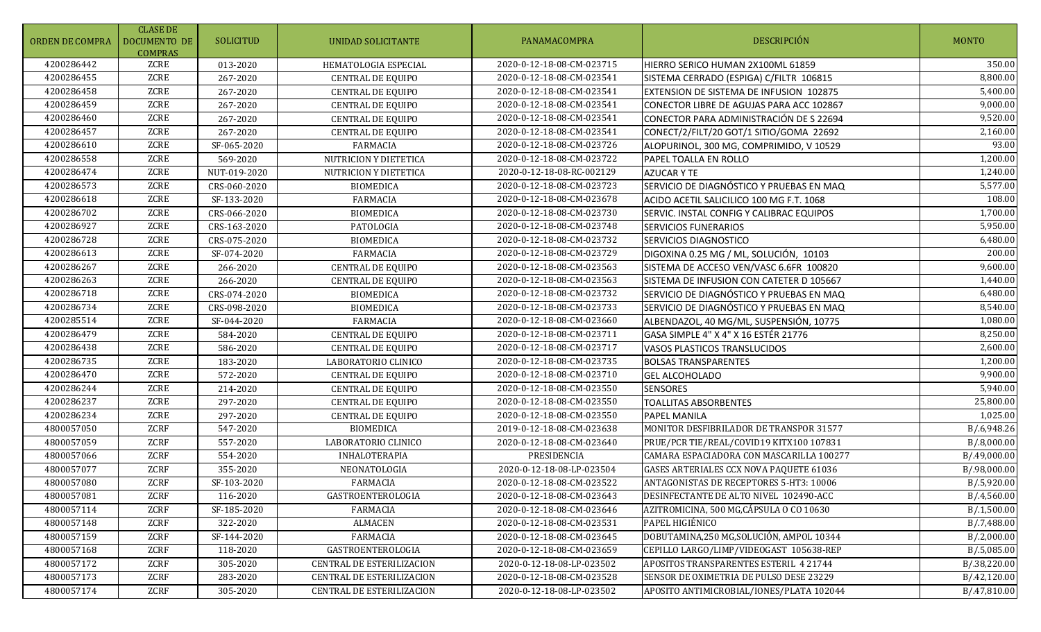| ORDEN DE COMPRA | CLASE DE DOCUMENTO DE COMPRAS | SOLICITUD | UNIDAD SOLICITANTE | PANAMACOMPRA | DESCRIPCIÓN | MONTO |
|---|---|---|---|---|---|---|
| 4200286442 | ZCRE | 013-2020 | HEMATOLOGIA ESPECIAL | 2020-0-12-18-08-CM-023715 | HIERRO SERICO HUMAN 2X100ML 61859 | 350.00 |
| 4200286455 | ZCRE | 267-2020 | CENTRAL DE EQUIPO | 2020-0-12-18-08-CM-023541 | SISTEMA CERRADO (ESPIGA) C/FILTR 106815 | 8,800.00 |
| 4200286458 | ZCRE | 267-2020 | CENTRAL DE EQUIPO | 2020-0-12-18-08-CM-023541 | EXTENSION DE SISTEMA DE INFUSION 102875 | 5,400.00 |
| 4200286459 | ZCRE | 267-2020 | CENTRAL DE EQUIPO | 2020-0-12-18-08-CM-023541 | CONECTOR LIBRE DE AGUJAS PARA ACC 102867 | 9,000.00 |
| 4200286460 | ZCRE | 267-2020 | CENTRAL DE EQUIPO | 2020-0-12-18-08-CM-023541 | CONECTOR PARA ADMINISTRACIÓN DE S 22694 | 9,520.00 |
| 4200286457 | ZCRE | 267-2020 | CENTRAL DE EQUIPO | 2020-0-12-18-08-CM-023541 | CONECT/2/FILT/20 GOT/1 SITIO/GOMA 22692 | 2,160.00 |
| 4200286610 | ZCRE | SF-065-2020 | FARMACIA | 2020-0-12-18-08-CM-023726 | ALOPURINOL, 300 MG, COMPRIMIDO, V 10529 | 93.00 |
| 4200286558 | ZCRE | 569-2020 | NUTRICION Y DIETETICA | 2020-0-12-18-08-CM-023722 | PAPEL TOALLA EN ROLLO | 1,200.00 |
| 4200286474 | ZCRE | NUT-019-2020 | NUTRICION Y DIETETICA | 2020-0-12-18-08-RC-002129 | AZUCAR Y TE | 1,240.00 |
| 4200286573 | ZCRE | CRS-060-2020 | BIOMEDICA | 2020-0-12-18-08-CM-023723 | SERVICIO DE DIAGNÓSTICO Y PRUEBAS EN MAQ | 5,577.00 |
| 4200286618 | ZCRE | SF-133-2020 | FARMACIA | 2020-0-12-18-08-CM-023678 | ACIDO ACETIL SALICILICO 100 MG F.T. 1068 | 108.00 |
| 4200286702 | ZCRE | CRS-066-2020 | BIOMEDICA | 2020-0-12-18-08-CM-023730 | SERVIC. INSTAL CONFIG Y CALIBRAC EQUIPOS | 1,700.00 |
| 4200286927 | ZCRE | CRS-163-2020 | PATOLOGIA | 2020-0-12-18-08-CM-023748 | SERVICIOS FUNERARIOS | 5,950.00 |
| 4200286728 | ZCRE | CRS-075-2020 | BIOMEDICA | 2020-0-12-18-08-CM-023732 | SERVICIOS DIAGNOSTICO | 6,480.00 |
| 4200286613 | ZCRE | SF-074-2020 | FARMACIA | 2020-0-12-18-08-CM-023729 | DIGOXINA 0.25 MG / ML, SOLUCIÓN, 10103 | 200.00 |
| 4200286267 | ZCRE | 266-2020 | CENTRAL DE EQUIPO | 2020-0-12-18-08-CM-023563 | SISTEMA DE ACCESO VEN/VASC 6.6FR 100820 | 9,600.00 |
| 4200286263 | ZCRE | 266-2020 | CENTRAL DE EQUIPO | 2020-0-12-18-08-CM-023563 | SISTEMA DE INFUSION CON CATETER D 105667 | 1,440.00 |
| 4200286718 | ZCRE | CRS-074-2020 | BIOMEDICA | 2020-0-12-18-08-CM-023732 | SERVICIO DE DIAGNÓSTICO Y PRUEBAS EN MAQ | 6,480.00 |
| 4200286734 | ZCRE | CRS-098-2020 | BIOMEDICA | 2020-0-12-18-08-CM-023733 | SERVICIO DE DIAGNÓSTICO Y PRUEBAS EN MAQ | 8,540.00 |
| 4200285514 | ZCRE | SF-044-2020 | FARMACIA | 2020-0-12-18-08-CM-023660 | ALBENDAZOL, 40 MG/ML, SUSPENSIÓN, 10775 | 1,080.00 |
| 4200286479 | ZCRE | 584-2020 | CENTRAL DE EQUIPO | 2020-0-12-18-08-CM-023711 | GASA SIMPLE 4" X 4" X 16 ESTÉR 21776 | 8,250.00 |
| 4200286438 | ZCRE | 586-2020 | CENTRAL DE EQUIPO | 2020-0-12-18-08-CM-023717 | VASOS PLASTICOS TRANSLUCIDOS | 2,600.00 |
| 4200286735 | ZCRE | 183-2020 | LABORATORIO CLINICO | 2020-0-12-18-08-CM-023735 | BOLSAS TRANSPARENTES | 1,200.00 |
| 4200286470 | ZCRE | 572-2020 | CENTRAL DE EQUIPO | 2020-0-12-18-08-CM-023710 | GEL ALCOHOLADO | 9,900.00 |
| 4200286244 | ZCRE | 214-2020 | CENTRAL DE EQUIPO | 2020-0-12-18-08-CM-023550 | SENSORES | 5,940.00 |
| 4200286237 | ZCRE | 297-2020 | CENTRAL DE EQUIPO | 2020-0-12-18-08-CM-023550 | TOALLITAS ABSORBENTES | 25,800.00 |
| 4200286234 | ZCRE | 297-2020 | CENTRAL DE EQUIPO | 2020-0-12-18-08-CM-023550 | PAPEL MANILA | 1,025.00 |
| 4800057050 | ZCRF | 547-2020 | BIOMEDICA | 2019-0-12-18-08-CM-023638 | MONITOR DESFIBRILADOR DE TRANSPOR 31577 | B/.6,948.26 |
| 4800057059 | ZCRF | 557-2020 | LABORATORIO CLINICO | 2020-0-12-18-08-CM-023640 | PRUE/PCR TIE/REAL/COVID19 KITX100 107831 | B/.8,000.00 |
| 4800057066 | ZCRF | 554-2020 | INHALOTERAPIA | PRESIDENCIA | CAMARA ESPACIADORA CON MASCARILLA 100277 | B/.49,000.00 |
| 4800057077 | ZCRF | 355-2020 | NEONATOLOGIA | 2020-0-12-18-08-LP-023504 | GASES ARTERIALES CCX NOVA PAQUETE 61036 | B/.98,000.00 |
| 4800057080 | ZCRF | SF-103-2020 | FARMACIA | 2020-0-12-18-08-CM-023522 | ANTAGONISTAS DE RECEPTORES 5-HT3: 10006 | B/.5,920.00 |
| 4800057081 | ZCRF | 116-2020 | GASTROENTEROLOGIA | 2020-0-12-18-08-CM-023643 | DESINFECTANTE DE ALTO NIVEL 102490-ACC | B/.4,560.00 |
| 4800057114 | ZCRF | SF-185-2020 | FARMACIA | 2020-0-12-18-08-CM-023646 | AZITROMICINA, 500 MG,CÁPSULA O CO 10630 | B/.1,500.00 |
| 4800057148 | ZCRF | 322-2020 | ALMACEN | 2020-0-12-18-08-CM-023531 | PAPEL HIGIÉNICO | B/.7,488.00 |
| 4800057159 | ZCRF | SF-144-2020 | FARMACIA | 2020-0-12-18-08-CM-023645 | DOBUTAMINA,250 MG,SOLUCIÓN, AMPOL 10344 | B/.2,000.00 |
| 4800057168 | ZCRF | 118-2020 | GASTROENTEROLOGIA | 2020-0-12-18-08-CM-023659 | CEPILLO LARGO/LIMP/VIDEOGAST 105638-REP | B/.5,085.00 |
| 4800057172 | ZCRF | 305-2020 | CENTRAL DE ESTERILIZACION | 2020-0-12-18-08-LP-023502 | APOSITOS TRANSPARENTES ESTERIL 4 21744 | B/.38,220.00 |
| 4800057173 | ZCRF | 283-2020 | CENTRAL DE ESTERILIZACION | 2020-0-12-18-08-CM-023528 | SENSOR DE OXIMETRIA DE PULSO DESE 23229 | B/.42,120.00 |
| 4800057174 | ZCRF | 305-2020 | CENTRAL DE ESTERILIZACION | 2020-0-12-18-08-LP-023502 | APOSITO ANTIMICROBIAL/IONES/PLATA 102044 | B/.47,810.00 |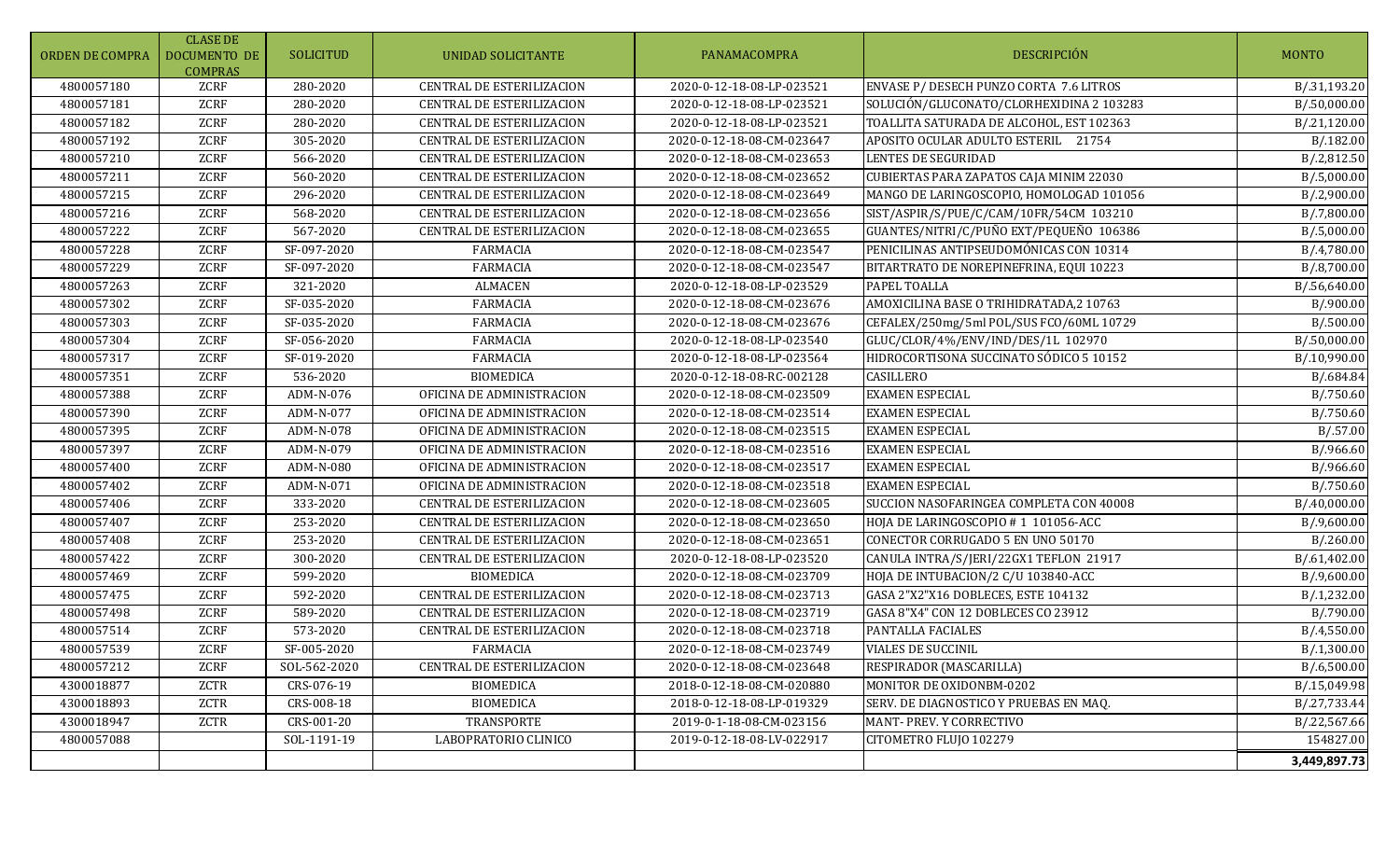| ORDEN DE COMPRA | CLASE DE DOCUMENTO DE COMPRAS | SOLICITUD | UNIDAD SOLICITANTE | PANAMACOMPRA | DESCRIPCIÓN | MONTO |
|---|---|---|---|---|---|---|
| 4800057180 | ZCRF | 280-2020 | CENTRAL DE ESTERILIZACION | 2020-0-12-18-08-LP-023521 | ENVASE P/ DESECH PUNZO CORTA 7.6 LITROS | B/.31,193.20 |
| 4800057181 | ZCRF | 280-2020 | CENTRAL DE ESTERILIZACION | 2020-0-12-18-08-LP-023521 | SOLUCIÓN/GLUCONATO/CLORHEXIDINA 2 103283 | B/.50,000.00 |
| 4800057182 | ZCRF | 280-2020 | CENTRAL DE ESTERILIZACION | 2020-0-12-18-08-LP-023521 | TOALLITA SATURADA DE ALCOHOL, EST 102363 | B/.21,120.00 |
| 4800057192 | ZCRF | 305-2020 | CENTRAL DE ESTERILIZACION | 2020-0-12-18-08-CM-023647 | APOSITO OCULAR ADULTO ESTERIL 21754 | B/.182.00 |
| 4800057210 | ZCRF | 566-2020 | CENTRAL DE ESTERILIZACION | 2020-0-12-18-08-CM-023653 | LENTES DE SEGURIDAD | B/.2,812.50 |
| 4800057211 | ZCRF | 560-2020 | CENTRAL DE ESTERILIZACION | 2020-0-12-18-08-CM-023652 | CUBIERTAS PARA ZAPATOS CAJA MINIM 22030 | B/.5,000.00 |
| 4800057215 | ZCRF | 296-2020 | CENTRAL DE ESTERILIZACION | 2020-0-12-18-08-CM-023649 | MANGO DE LARINGOSCOPIO, HOMOLOGAD 101056 | B/.2,900.00 |
| 4800057216 | ZCRF | 568-2020 | CENTRAL DE ESTERILIZACION | 2020-0-12-18-08-CM-023656 | SIST/ASPIR/S/PUE/C/CAM/10FR/54CM 103210 | B/.7,800.00 |
| 4800057222 | ZCRF | 567-2020 | CENTRAL DE ESTERILIZACION | 2020-0-12-18-08-CM-023655 | GUANTES/NITRI/C/PUÑO EXT/PEQUEÑO 106386 | B/.5,000.00 |
| 4800057228 | ZCRF | SF-097-2020 | FARMACIA | 2020-0-12-18-08-CM-023547 | PENICILINAS ANTIPSEUDOMÓNICAS CON 10314 | B/.4,780.00 |
| 4800057229 | ZCRF | SF-097-2020 | FARMACIA | 2020-0-12-18-08-CM-023547 | BITARTRATO DE NOREPINEFRINA, EQUI 10223 | B/.8,700.00 |
| 4800057263 | ZCRF | 321-2020 | ALMACEN | 2020-0-12-18-08-LP-023529 | PAPEL TOALLA | B/.56,640.00 |
| 4800057302 | ZCRF | SF-035-2020 | FARMACIA | 2020-0-12-18-08-CM-023676 | AMOXICILINA BASE O TRIHIDRATADA,2 10763 | B/.900.00 |
| 4800057303 | ZCRF | SF-035-2020 | FARMACIA | 2020-0-12-18-08-CM-023676 | CEFALEX/250mg/5ml POL/SUS FCO/60ML 10729 | B/.500.00 |
| 4800057304 | ZCRF | SF-056-2020 | FARMACIA | 2020-0-12-18-08-LP-023540 | GLUC/CLOR/4%/ENV/IND/DES/1L 102970 | B/.50,000.00 |
| 4800057317 | ZCRF | SF-019-2020 | FARMACIA | 2020-0-12-18-08-LP-023564 | HIDROCORTISONA SUCCINATO SÓDICO 5 10152 | B/.10,990.00 |
| 4800057351 | ZCRF | 536-2020 | BIOMEDICA | 2020-0-12-18-08-RC-002128 | CASILLERO | B/.684.84 |
| 4800057388 | ZCRF | ADM-N-076 | OFICINA DE ADMINISTRACION | 2020-0-12-18-08-CM-023509 | EXAMEN ESPECIAL | B/.750.60 |
| 4800057390 | ZCRF | ADM-N-077 | OFICINA DE ADMINISTRACION | 2020-0-12-18-08-CM-023514 | EXAMEN ESPECIAL | B/.750.60 |
| 4800057395 | ZCRF | ADM-N-078 | OFICINA DE ADMINISTRACION | 2020-0-12-18-08-CM-023515 | EXAMEN ESPECIAL | B/.57.00 |
| 4800057397 | ZCRF | ADM-N-079 | OFICINA DE ADMINISTRACION | 2020-0-12-18-08-CM-023516 | EXAMEN ESPECIAL | B/.966.60 |
| 4800057400 | ZCRF | ADM-N-080 | OFICINA DE ADMINISTRACION | 2020-0-12-18-08-CM-023517 | EXAMEN ESPECIAL | B/.966.60 |
| 4800057402 | ZCRF | ADM-N-071 | OFICINA DE ADMINISTRACION | 2020-0-12-18-08-CM-023518 | EXAMEN ESPECIAL | B/.750.60 |
| 4800057406 | ZCRF | 333-2020 | CENTRAL DE ESTERILIZACION | 2020-0-12-18-08-CM-023605 | SUCCION NASOFARINGEA COMPLETA CON 40008 | B/.40,000.00 |
| 4800057407 | ZCRF | 253-2020 | CENTRAL DE ESTERILIZACION | 2020-0-12-18-08-CM-023650 | HOJA DE LARINGOSCOPIO # 1 101056-ACC | B/.9,600.00 |
| 4800057408 | ZCRF | 253-2020 | CENTRAL DE ESTERILIZACION | 2020-0-12-18-08-CM-023651 | CONECTOR CORRUGADO 5 EN UNO 50170 | B/.260.00 |
| 4800057422 | ZCRF | 300-2020 | CENTRAL DE ESTERILIZACION | 2020-0-12-18-08-LP-023520 | CANULA INTRA/S/JERI/22GX1 TEFLON 21917 | B/.61,402.00 |
| 4800057469 | ZCRF | 599-2020 | BIOMEDICA | 2020-0-12-18-08-CM-023709 | HOJA DE INTUBACION/2 C/U 103840-ACC | B/.9,600.00 |
| 4800057475 | ZCRF | 592-2020 | CENTRAL DE ESTERILIZACION | 2020-0-12-18-08-CM-023713 | GASA 2"X2"X16 DOBLECES, ESTE 104132 | B/.1,232.00 |
| 4800057498 | ZCRF | 589-2020 | CENTRAL DE ESTERILIZACION | 2020-0-12-18-08-CM-023719 | GASA 8"X4" CON 12 DOBLECES CO 23912 | B/.790.00 |
| 4800057514 | ZCRF | 573-2020 | CENTRAL DE ESTERILIZACION | 2020-0-12-18-08-CM-023718 | PANTALLA FACIALES | B/.4,550.00 |
| 4800057539 | ZCRF | SF-005-2020 | FARMACIA | 2020-0-12-18-08-CM-023749 | VIALES DE SUCCINIL | B/.1,300.00 |
| 4800057212 | ZCRF | SOL-562-2020 | CENTRAL DE ESTERILIZACION | 2020-0-12-18-08-CM-023648 | RESPIRADOR (MASCARILLA) | B/.6,500.00 |
| 4300018877 | ZCTR | CRS-076-19 | BIOMEDICA | 2018-0-12-18-08-CM-020880 | MONITOR DE OXIDONBM-0202 | B/.15,049.98 |
| 4300018893 | ZCTR | CRS-008-18 | BIOMEDICA | 2018-0-12-18-08-LP-019329 | SERV. DE DIAGNOSTICO Y PRUEBAS EN MAQ. | B/.27,733.44 |
| 4300018947 | ZCTR | CRS-001-20 | TRANSPORTE | 2019-0-1-18-08-CM-023156 | MANT- PREV. Y CORRECTIVO | B/.22,567.66 |
| 4800057088 | | SOL-1191-19 | LABOPRATORIO CLINICO | 2019-0-12-18-08-LV-022917 | CITOMETRO FLUJO 102279 | 154827.00 |
| | | | | | | **3,449,897.73** |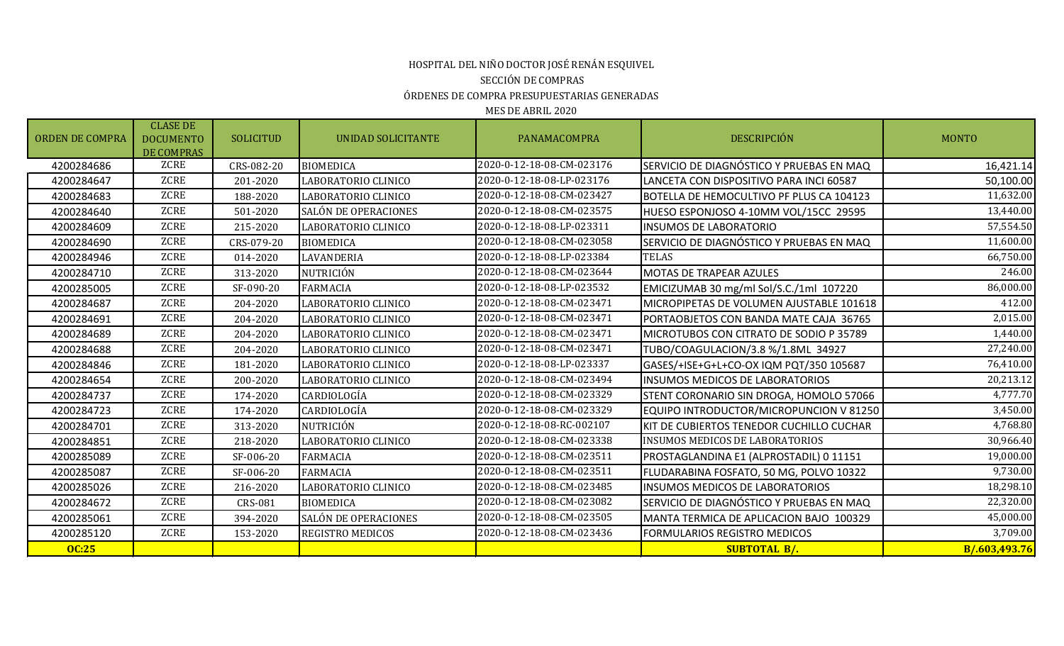HOSPITAL DEL NIÑO DOCTOR JOSÉ RENÁN ESQUIVEL

SECCIÓN DE COMPRAS

ÓRDENES DE COMPRA PRESUPUESTARIAS GENERADAS

MES DE ABRIL 2020

| ORDEN DE COMPRA | CLASE DE DOCUMENTO DE COMPRAS | SOLICITUD | UNIDAD SOLICITANTE | PANAMACOMPRA | DESCRIPCIÓN | MONTO |
|---|---|---|---|---|---|---|
| 4200284686 | ZCRE | CRS-082-20 | BIOMEDICA | 2020-0-12-18-08-CM-023176 | SERVICIO DE DIAGNÓSTICO Y PRUEBAS EN MAQ | 16,421.14 |
| 4200284647 | ZCRE | 201-2020 | LABORATORIO CLINICO | 2020-0-12-18-08-LP-023176 | LANCETA CON DISPOSITIVO PARA INCI 60587 | 50,100.00 |
| 4200284683 | ZCRE | 188-2020 | LABORATORIO CLINICO | 2020-0-12-18-08-CM-023427 | BOTELLA DE HEMOCULTIVO PF PLUS CA 104123 | 11,632.00 |
| 4200284640 | ZCRE | 501-2020 | SALÓN DE OPERACIONES | 2020-0-12-18-08-CM-023575 | HUESO ESPONJOSO 4-10MM VOL/15CC 29595 | 13,440.00 |
| 4200284609 | ZCRE | 215-2020 | LABORATORIO CLINICO | 2020-0-12-18-08-LP-023311 | INSUMOS DE LABORATORIO | 57,554.50 |
| 4200284690 | ZCRE | CRS-079-20 | BIOMEDICA | 2020-0-12-18-08-CM-023058 | SERVICIO DE DIAGNÓSTICO Y PRUEBAS EN MAQ | 11,600.00 |
| 4200284946 | ZCRE | 014-2020 | LAVANDERIA | 2020-0-12-18-08-LP-023384 | TELAS | 66,750.00 |
| 4200284710 | ZCRE | 313-2020 | NUTRICIÓN | 2020-0-12-18-08-CM-023644 | MOTAS DE TRAPEAR AZULES | 246.00 |
| 4200285005 | ZCRE | SF-090-20 | FARMACIA | 2020-0-12-18-08-LP-023532 | EMICIZUMAB 30 mg/ml Sol/S.C./1ml 107220 | 86,000.00 |
| 4200284687 | ZCRE | 204-2020 | LABORATORIO CLINICO | 2020-0-12-18-08-CM-023471 | MICROPIPETAS DE VOLUMEN AJUSTABLE 101618 | 412.00 |
| 4200284691 | ZCRE | 204-2020 | LABORATORIO CLINICO | 2020-0-12-18-08-CM-023471 | PORTAOBJETOS CON BANDA MATE CAJA 36765 | 2,015.00 |
| 4200284689 | ZCRE | 204-2020 | LABORATORIO CLINICO | 2020-0-12-18-08-CM-023471 | MICROTUBOS CON CITRATO DE SODIO P 35789 | 1,440.00 |
| 4200284688 | ZCRE | 204-2020 | LABORATORIO CLINICO | 2020-0-12-18-08-CM-023471 | TUBO/COAGULACION/3.8 %/1.8ML 34927 | 27,240.00 |
| 4200284846 | ZCRE | 181-2020 | LABORATORIO CLINICO | 2020-0-12-18-08-LP-023337 | GASES/+ISE+G+L+CO-OX IQM PQT/350 105687 | 76,410.00 |
| 4200284654 | ZCRE | 200-2020 | LABORATORIO CLINICO | 2020-0-12-18-08-CM-023494 | INSUMOS MEDICOS DE LABORATORIOS | 20,213.12 |
| 4200284737 | ZCRE | 174-2020 | CARDIOLOGÍA | 2020-0-12-18-08-CM-023329 | STENT CORONARIO SIN DROGA, HOMOLO 57066 | 4,777.70 |
| 4200284723 | ZCRE | 174-2020 | CARDIOLOGÍA | 2020-0-12-18-08-CM-023329 | EQUIPO INTRODUCTOR/MICROPUNCION V 81250 | 3,450.00 |
| 4200284701 | ZCRE | 313-2020 | NUTRICIÓN | 2020-0-12-18-08-RC-002107 | KIT DE CUBIERTOS TENEDOR CUCHILLO CUCHAR | 4,768.80 |
| 4200284851 | ZCRE | 218-2020 | LABORATORIO CLINICO | 2020-0-12-18-08-CM-023338 | INSUMOS MEDICOS DE LABORATORIOS | 30,966.40 |
| 4200285089 | ZCRE | SF-006-20 | FARMACIA | 2020-0-12-18-08-CM-023511 | PROSTAGLANDINA E1 (ALPROSTADIL) 0 11151 | 19,000.00 |
| 4200285087 | ZCRE | SF-006-20 | FARMACIA | 2020-0-12-18-08-CM-023511 | FLUDARABINA FOSFATO, 50 MG, POLVO 10322 | 9,730.00 |
| 4200285026 | ZCRE | 216-2020 | LABORATORIO CLINICO | 2020-0-12-18-08-CM-023485 | INSUMOS MEDICOS DE LABORATORIOS | 18,298.10 |
| 4200284672 | ZCRE | CRS-081 | BIOMEDICA | 2020-0-12-18-08-CM-023082 | SERVICIO DE DIAGNÓSTICO Y PRUEBAS EN MAQ | 22,320.00 |
| 4200285061 | ZCRE | 394-2020 | SALÓN DE OPERACIONES | 2020-0-12-18-08-CM-023505 | MANTA TERMICA DE APLICACION BAJO 100329 | 45,000.00 |
| 4200285120 | ZCRE | 153-2020 | REGISTRO MEDICOS | 2020-0-12-18-08-CM-023436 | FORMULARIOS REGISTRO MEDICOS | 3,709.00 |
| **OC:25** | | | | | **SUBTOTAL B/.** | **B/.603,493.76** |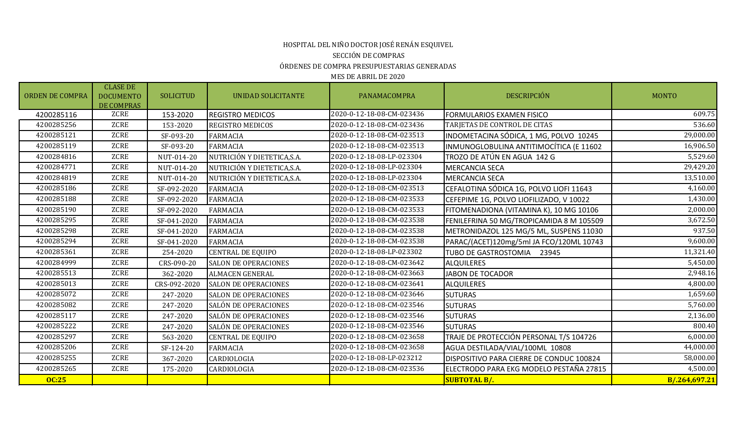HOSPITAL DEL NIÑO DOCTOR JOSÉ RENÁN ESQUIVEL

SECCIÓN DE COMPRAS

ÓRDENES DE COMPRA PRESUPUESTARIAS GENERADAS

MES DE ABRIL DE 2020

| ORDEN DE COMPRA | CLASE DE DOCUMENTO DE COMPRAS | SOLICITUD | UNIDAD SOLICITANTE | PANAMACOMPRA | DESCRIPCIÓN | MONTO |
|---|---|---|---|---|---|---|
| 4200285116 | ZCRE | 153-2020 | REGISTRO MEDICOS | 2020-0-12-18-08-CM-023436 | FORMULARIOS EXAMEN FISICO | 609.75 |
| 4200285256 | ZCRE | 153-2020 | REGISTRO MEDICOS | 2020-0-12-18-08-CM-023436 | TARJETAS DE CONTROL DE CITAS | 536.60 |
| 4200285121 | ZCRE | SF-093-20 | FARMACIA | 2020-0-12-18-08-CM-023513 | INDOMETACINA SÓDICA, 1 MG, POLVO 10245 | 29,000.00 |
| 4200285119 | ZCRE | SF-093-20 | FARMACIA | 2020-0-12-18-08-CM-023513 | INMUNOGLOBULINA ANTITIMOCÍTICA (E 11602 | 16,906.50 |
| 4200284816 | ZCRE | NUT-014-20 | NUTRICIÓN Y DIETETICA,S.A. | 2020-0-12-18-08-LP-023304 | TROZO DE ATÚN EN AGUA 142 G | 5,529.60 |
| 4200284771 | ZCRE | NUT-014-20 | NUTRICIÓN Y DIETETICA,S.A. | 2020-0-12-18-08-LP-023304 | MERCANCIA SECA | 29,429.20 |
| 4200284819 | ZCRE | NUT-014-20 | NUTRICIÓN Y DIETETICA,S.A. | 2020-0-12-18-08-LP-023304 | MERCANCIA SECA | 13,510.00 |
| 4200285186 | ZCRE | SF-092-2020 | FARMACIA | 2020-0-12-18-08-CM-023513 | CEFALOTINA SÓDICA 1G, POLVO LIOFI 11643 | 4,160.00 |
| 4200285188 | ZCRE | SF-092-2020 | FARMACIA | 2020-0-12-18-08-CM-023533 | CEFEPIME 1G, POLVO LIOFILIZADO, V 10022 | 1,430.00 |
| 4200285190 | ZCRE | SF-092-2020 | FARMACIA | 2020-0-12-18-08-CM-023533 | FITOMENADIONA (VITAMINA K), 10 MG 10106 | 2,000.00 |
| 4200285295 | ZCRE | SF-041-2020 | FARMACIA | 2020-0-12-18-08-CM-023538 | FENILEFRINA 50 MG/TROPICAMIDA 8 M 105509 | 3,672.50 |
| 4200285298 | ZCRE | SF-041-2020 | FARMACIA | 2020-0-12-18-08-CM-023538 | METRONIDAZOL 125 MG/5 ML, SUSPENS 11030 | 937.50 |
| 4200285294 | ZCRE | SF-041-2020 | FARMACIA | 2020-0-12-18-08-CM-023538 | PARAC/(ACET)120mg/5ml JA FCO/120ML 10743 | 9,600.00 |
| 4200285361 | ZCRE | 254-2020 | CENTRAL DE EQUIPO | 2020-0-12-18-08-LP-023302 | TUBO DE GASTROSTOMIA 23945 | 11,321.40 |
| 4200284999 | ZCRE | CRS-090-20 | SALON DE OPERACIONES | 2020-0-12-18-08-CM-023642 | ALQUILERES | 5,450.00 |
| 4200285513 | ZCRE | 362-2020 | ALMACEN GENERAL | 2020-0-12-18-08-CM-023663 | JABON DE TOCADOR | 2,948.16 |
| 4200285013 | ZCRE | CRS-092-2020 | SALON DE OPERACIONES | 2020-0-12-18-08-CM-023641 | ALQUILERES | 4,800.00 |
| 4200285072 | ZCRE | 247-2020 | SALON DE OPERACIONES | 2020-0-12-18-08-CM-023646 | SUTURAS | 1,659.60 |
| 4200285082 | ZCRE | 247-2020 | SALÓN DE OPERACIONES | 2020-0-12-18-08-CM-023546 | SUTURAS | 5,760.00 |
| 4200285117 | ZCRE | 247-2020 | SALÓN DE OPERACIONES | 2020-0-12-18-08-CM-023546 | SUTURAS | 2,136.00 |
| 4200285222 | ZCRE | 247-2020 | SALÓN DE OPERACIONES | 2020-0-12-18-08-CM-023546 | SUTURAS | 800.40 |
| 4200285297 | ZCRE | 563-2020 | CENTRAL DE EQUIPO | 2020-0-12-18-08-CM-023658 | TRAJE DE PROTECCIÓN PERSONAL T/S 104726 | 6,000.00 |
| 4200285206 | ZCRE | SF-124-20 | FARMACIA | 2020-0-12-18-08-CM-023658 | AGUA DESTILADA/VIAL/100ML 10808 | 44,000.00 |
| 4200285255 | ZCRE | 367-2020 | CARDIOLOGIA | 2020-0-12-18-08-LP-023212 | DISPOSITIVO PARA CIERRE DE CONDUC 100824 | 58,000.00 |
| 4200285265 | ZCRE | 175-2020 | CARDIOLOGIA | 2020-0-12-18-08-CM-023536 | ELECTRODO PARA EKG MODELO PESTAÑA 27815 | 4,500.00 |
| **OC:25** | | | | | **SUBTOTAL B/.** | **B/.264,697.21** |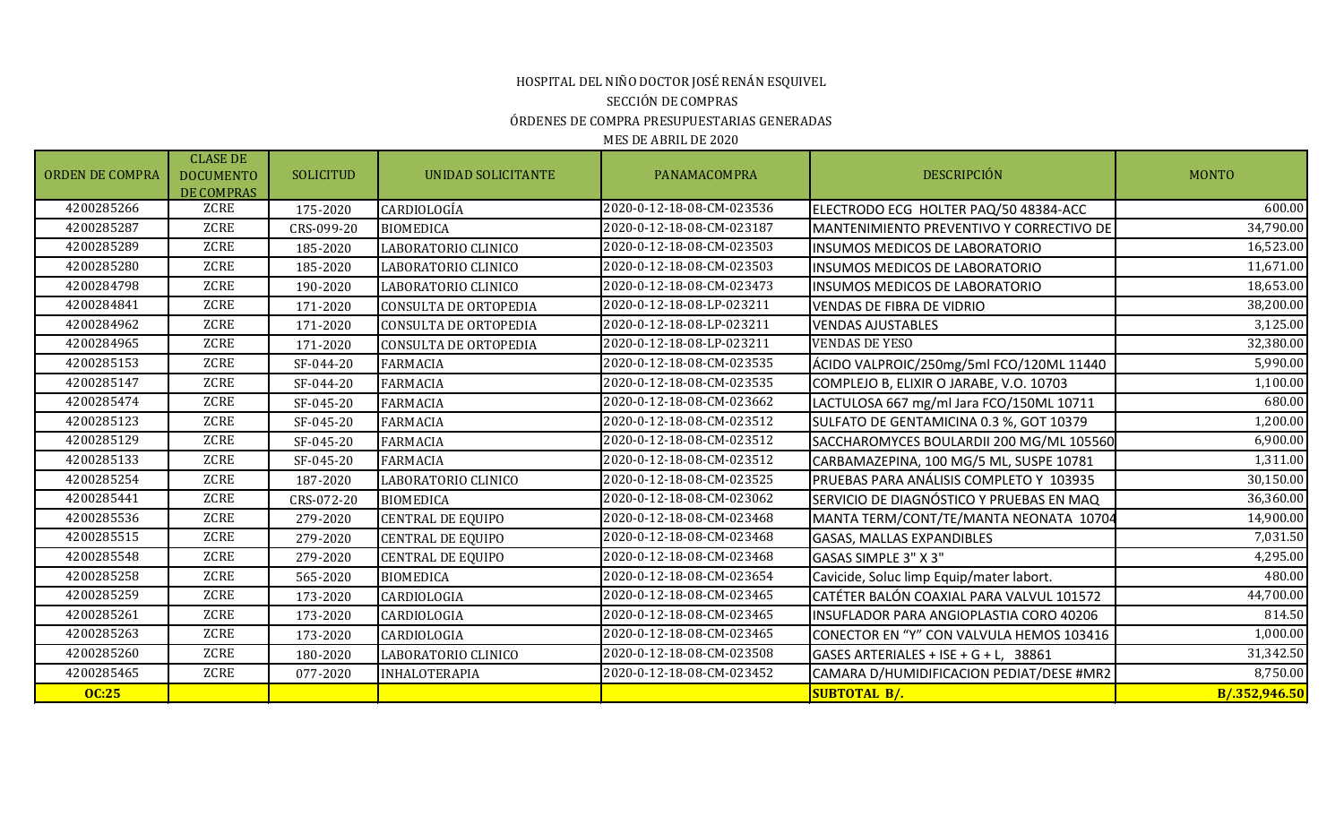HOSPITAL DEL NIÑO DOCTOR JOSÉ RENÁN ESQUIVEL

SECCIÓN DE COMPRAS

ÓRDENES DE COMPRA PRESUPUESTARIAS GENERADAS

MES DE ABRIL DE 2020

| ORDEN DE COMPRA | CLASE DE DOCUMENTO DE COMPRAS | SOLICITUD | UNIDAD SOLICITANTE | PANAMACOMPRA | DESCRIPCIÓN | MONTO |
|---|---|---|---|---|---|---|
| 4200285266 | ZCRE | 175-2020 | CARDIOLOGÍA | 2020-0-12-18-08-CM-023536 | ELECTRODO ECG HOLTER PAQ/50 48384-ACC | 600.00 |
| 4200285287 | ZCRE | CRS-099-20 | BIOMEDICA | 2020-0-12-18-08-CM-023187 | MANTENIMIENTO PREVENTIVO Y CORRECTIVO DE | 34,790.00 |
| 4200285289 | ZCRE | 185-2020 | LABORATORIO CLINICO | 2020-0-12-18-08-CM-023503 | INSUMOS MEDICOS DE LABORATORIO | 16,523.00 |
| 4200285280 | ZCRE | 185-2020 | LABORATORIO CLINICO | 2020-0-12-18-08-CM-023503 | INSUMOS MEDICOS DE LABORATORIO | 11,671.00 |
| 4200284798 | ZCRE | 190-2020 | LABORATORIO CLINICO | 2020-0-12-18-08-CM-023473 | INSUMOS MEDICOS DE LABORATORIO | 18,653.00 |
| 4200284841 | ZCRE | 171-2020 | CONSULTA DE ORTOPEDIA | 2020-0-12-18-08-LP-023211 | VENDAS DE FIBRA DE VIDRIO | 38,200.00 |
| 4200284962 | ZCRE | 171-2020 | CONSULTA DE ORTOPEDIA | 2020-0-12-18-08-LP-023211 | VENDAS AJUSTABLES | 3,125.00 |
| 4200284965 | ZCRE | 171-2020 | CONSULTA DE ORTOPEDIA | 2020-0-12-18-08-LP-023211 | VENDAS DE YESO | 32,380.00 |
| 4200285153 | ZCRE | SF-044-20 | FARMACIA | 2020-0-12-18-08-CM-023535 | ÁCIDO VALPROIC/250mg/5ml FCO/120ML 11440 | 5,990.00 |
| 4200285147 | ZCRE | SF-044-20 | FARMACIA | 2020-0-12-18-08-CM-023535 | COMPLEJO B, ELIXIR O JARABE, V.O. 10703 | 1,100.00 |
| 4200285474 | ZCRE | SF-045-20 | FARMACIA | 2020-0-12-18-08-CM-023662 | LACTULOSA 667 mg/ml Jara FCO/150ML 10711 | 680.00 |
| 4200285123 | ZCRE | SF-045-20 | FARMACIA | 2020-0-12-18-08-CM-023512 | SULFATO DE GENTAMICINA 0.3 %, GOT 10379 | 1,200.00 |
| 4200285129 | ZCRE | SF-045-20 | FARMACIA | 2020-0-12-18-08-CM-023512 | SACCHAROMYCES BOULARDII 200 MG/ML 105560 | 6,900.00 |
| 4200285133 | ZCRE | SF-045-20 | FARMACIA | 2020-0-12-18-08-CM-023512 | CARBAMAZEPINA, 100 MG/5 ML, SUSPE 10781 | 1,311.00 |
| 4200285254 | ZCRE | 187-2020 | LABORATORIO CLINICO | 2020-0-12-18-08-CM-023525 | PRUEBAS PARA ANÁLISIS COMPLETO Y 103935 | 30,150.00 |
| 4200285441 | ZCRE | CRS-072-20 | BIOMEDICA | 2020-0-12-18-08-CM-023062 | SERVICIO DE DIAGNÓSTICO Y PRUEBAS EN MAQ | 36,360.00 |
| 4200285536 | ZCRE | 279-2020 | CENTRAL DE EQUIPO | 2020-0-12-18-08-CM-023468 | MANTA TERM/CONT/TE/MANTA NEONATA 10704 | 14,900.00 |
| 4200285515 | ZCRE | 279-2020 | CENTRAL DE EQUIPO | 2020-0-12-18-08-CM-023468 | GASAS, MALLAS EXPANDIBLES | 7,031.50 |
| 4200285548 | ZCRE | 279-2020 | CENTRAL DE EQUIPO | 2020-0-12-18-08-CM-023468 | GASAS SIMPLE 3" X 3" | 4,295.00 |
| 4200285258 | ZCRE | 565-2020 | BIOMEDICA | 2020-0-12-18-08-CM-023654 | Cavicide, Soluc limp Equip/mater labort. | 480.00 |
| 4200285259 | ZCRE | 173-2020 | CARDIOLOGIA | 2020-0-12-18-08-CM-023465 | CATÉTER BALÓN COAXIAL PARA VALVUL 101572 | 44,700.00 |
| 4200285261 | ZCRE | 173-2020 | CARDIOLOGIA | 2020-0-12-18-08-CM-023465 | INSUFLADOR PARA ANGIOPLASTIA CORO 40206 | 814.50 |
| 4200285263 | ZCRE | 173-2020 | CARDIOLOGIA | 2020-0-12-18-08-CM-023465 | CONECTOR EN "Y" CON VALVULA HEMOS 103416 | 1,000.00 |
| 4200285260 | ZCRE | 180-2020 | LABORATORIO CLINICO | 2020-0-12-18-08-CM-023508 | GASES ARTERIALES + ISE + G + L, 38861 | 31,342.50 |
| 4200285465 | ZCRE | 077-2020 | INHALOTERAPIA | 2020-0-12-18-08-CM-023452 | CAMARA D/HUMIDIFICACION PEDIAT/DESE #MR2 | 8,750.00 |
| **OC:25** | | | | | **SUBTOTAL B/.** | **B/.352,946.50** |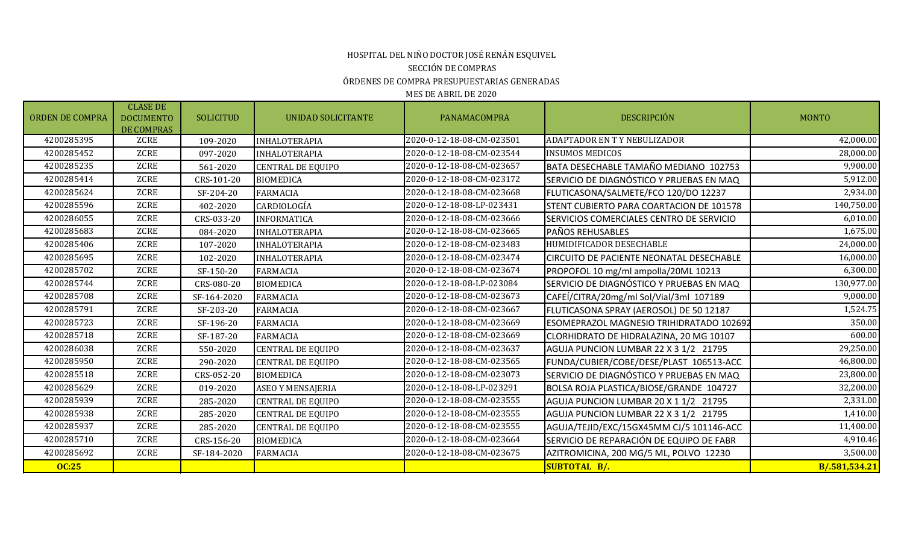HOSPITAL DEL NIÑO DOCTOR JOSÉ RENÁN ESQUIVEL

SECCIÓN DE COMPRAS

ÓRDENES DE COMPRA PRESUPUESTARIAS GENERADAS

MES DE ABRIL DE 2020

| ORDEN DE COMPRA | CLASE DE DOCUMENTO DE COMPRAS | SOLICITUD | UNIDAD SOLICITANTE | PANAMACOMPRA | DESCRIPCIÓN | MONTO |
|---|---|---|---|---|---|---|
| 4200285395 | ZCRE | 109-2020 | INHALOTERAPIA | 2020-0-12-18-08-CM-023501 | ADAPTADOR EN T Y NEBULIZADOR | 42,000.00 |
| 4200285452 | ZCRE | 097-2020 | INHALOTERAPIA | 2020-0-12-18-08-CM-023544 | INSUMOS MEDICOS | 28,000.00 |
| 4200285235 | ZCRE | 561-2020 | CENTRAL DE EQUIPO | 2020-0-12-18-08-CM-023657 | BATA DESECHABLE TAMAÑO MEDIANO 102753 | 9,900.00 |
| 4200285414 | ZCRE | CRS-101-20 | BIOMEDICA | 2020-0-12-18-08-CM-023172 | SERVICIO DE DIAGNÓSTICO Y PRUEBAS EN MAQ | 5,912.00 |
| 4200285624 | ZCRE | SF-204-20 | FARMACIA | 2020-0-12-18-08-CM-023668 | FLUTICASONA/SALMETE/FCO 120/DO 12237 | 2,934.00 |
| 4200285596 | ZCRE | 402-2020 | CARDIOLOGÍA | 2020-0-12-18-08-LP-023431 | STENT CUBIERTO PARA COARTACION DE 101578 | 140,750.00 |
| 4200286055 | ZCRE | CRS-033-20 | INFORMATICA | 2020-0-12-18-08-CM-023666 | SERVICIOS COMERCIALES CENTRO DE SERVICIO | 6,010.00 |
| 4200285683 | ZCRE | 084-2020 | INHALOTERAPIA | 2020-0-12-18-08-CM-023665 | PAÑOS REHUSABLES | 1,675.00 |
| 4200285406 | ZCRE | 107-2020 | INHALOTERAPIA | 2020-0-12-18-08-CM-023483 | HUMIDIFICADOR DESECHABLE | 24,000.00 |
| 4200285695 | ZCRE | 102-2020 | INHALOTERAPIA | 2020-0-12-18-08-CM-023474 | CIRCUITO DE PACIENTE NEONATAL DESECHABLE | 16,000.00 |
| 4200285702 | ZCRE | SF-150-20 | FARMACIA | 2020-0-12-18-08-CM-023674 | PROPOFOL 10 mg/ml ampolla/20ML 10213 | 6,300.00 |
| 4200285744 | ZCRE | CRS-080-20 | BIOMEDICA | 2020-0-12-18-08-LP-023084 | SERVICIO DE DIAGNÓSTICO Y PRUEBAS EN MAQ | 130,977.00 |
| 4200285708 | ZCRE | SF-164-2020 | FARMACIA | 2020-0-12-18-08-CM-023673 | CAFEÍ/CITRA/20mg/ml Sol/Vial/3ml 107189 | 9,000.00 |
| 4200285791 | ZCRE | SF-203-20 | FARMACIA | 2020-0-12-18-08-CM-023667 | FLUTICASONA SPRAY (AEROSOL) DE 50 12187 | 1,524.75 |
| 4200285723 | ZCRE | SF-196-20 | FARMACIA | 2020-0-12-18-08-CM-023669 | ESOMEPRAZOL MAGNESIO TRIHIDRATADO 102692 | 350.00 |
| 4200285718 | ZCRE | SF-187-20 | FARMACIA | 2020-0-12-18-08-CM-023669 | CLORHIDRATO DE HIDRALAZINA, 20 MG 10107 | 600.00 |
| 4200286038 | ZCRE | 550-2020 | CENTRAL DE EQUIPO | 2020-0-12-18-08-CM-023637 | AGUJA PUNCION LUMBAR 22 X 3 1/2 21795 | 29,250.00 |
| 4200285950 | ZCRE | 290-2020 | CENTRAL DE EQUIPO | 2020-0-12-18-08-CM-023565 | FUNDA/CUBIER/COBE/DESE/PLAST 106513-ACC | 46,800.00 |
| 4200285518 | ZCRE | CRS-052-20 | BIOMEDICA | 2020-0-12-18-08-CM-023073 | SERVICIO DE DIAGNÓSTICO Y PRUEBAS EN MAQ | 23,800.00 |
| 4200285629 | ZCRE | 019-2020 | ASEO Y MENSAJERIA | 2020-0-12-18-08-LP-023291 | BOLSA ROJA PLASTICA/BIOSE/GRANDE 104727 | 32,200.00 |
| 4200285939 | ZCRE | 285-2020 | CENTRAL DE EQUIPO | 2020-0-12-18-08-CM-023555 | AGUJA PUNCION LUMBAR 20 X 1 1/2 21795 | 2,331.00 |
| 4200285938 | ZCRE | 285-2020 | CENTRAL DE EQUIPO | 2020-0-12-18-08-CM-023555 | AGUJA PUNCION LUMBAR 22 X 3 1/2 21795 | 1,410.00 |
| 4200285937 | ZCRE | 285-2020 | CENTRAL DE EQUIPO | 2020-0-12-18-08-CM-023555 | AGUJA/TEJID/EXC/15GX45MM CJ/5 101146-ACC | 11,400.00 |
| 4200285710 | ZCRE | CRS-156-20 | BIOMEDICA | 2020-0-12-18-08-CM-023664 | SERVICIO DE REPARACIÓN DE EQUIPO DE FABR | 4,910.46 |
| 4200285692 | ZCRE | SF-184-2020 | FARMACIA | 2020-0-12-18-08-CM-023675 | AZITROMICINA, 200 MG/5 ML, POLVO 12230 | 3,500.00 |
| **OC:25** | | | | | **SUBTOTAL B/.** | **B/.581,534.21** |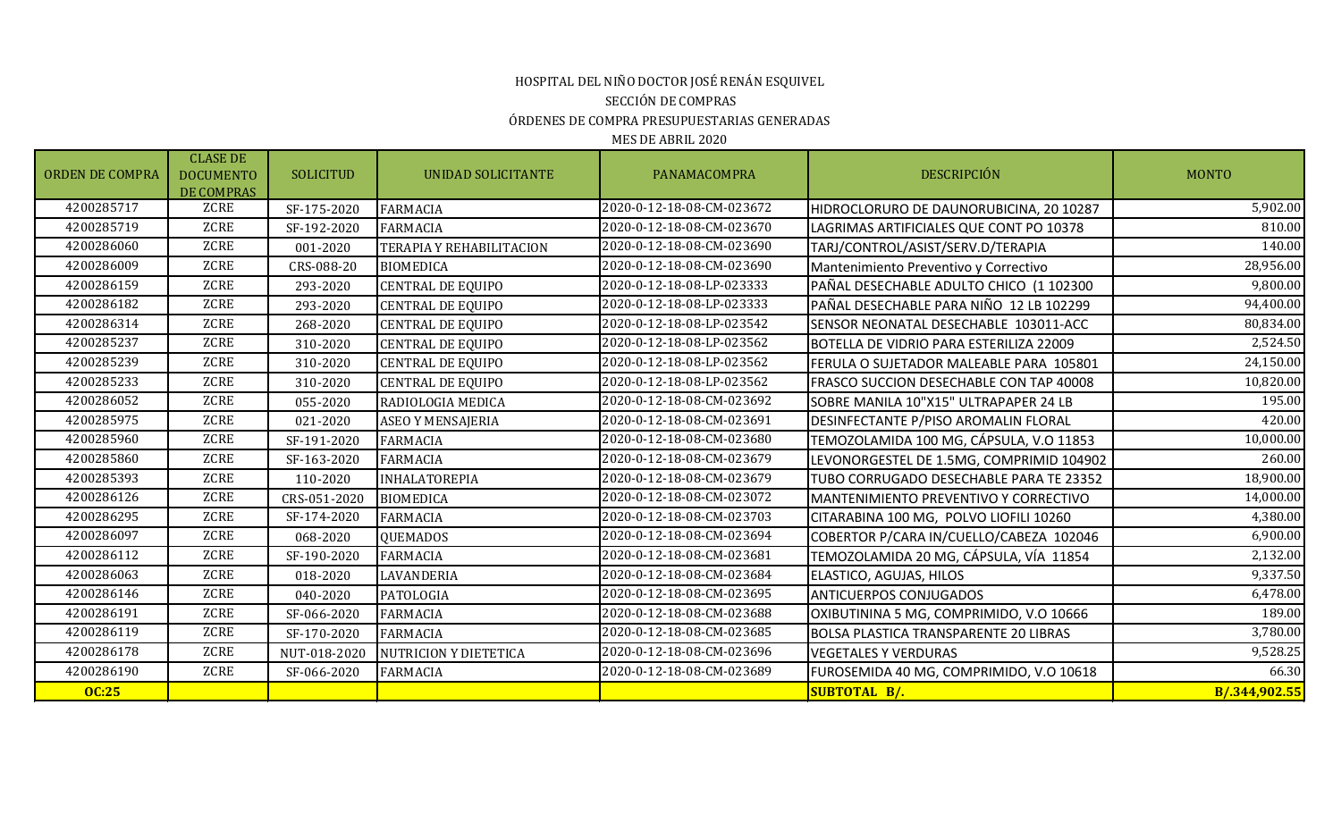# HOSPITAL DEL NIÑO DOCTOR JOSÉ RENÁN ESQUIVEL

## SECCIÓN DE COMPRAS

## ÓRDENES DE COMPRA PRESUPUESTARIAS GENERADAS

## MES DE ABRIL 2020

| ORDEN DE COMPRA | CLASE DE DOCUMENTO DE COMPRAS | SOLICITUD | UNIDAD SOLICITANTE | PANAMACOMPRA | DESCRIPCIÓN | MONTO |
|---|---|---|---|---|---|---|
| 4200285717 | ZCRE | SF-175-2020 | FARMACIA | 2020-0-12-18-08-CM-023672 | HIDROCLORURO DE DAUNORUBICINA, 20 10287 | 5,902.00 |
| 4200285719 | ZCRE | SF-192-2020 | FARMACIA | 2020-0-12-18-08-CM-023670 | LAGRIMAS ARTIFICIALES QUE CONT PO 10378 | 810.00 |
| 4200286060 | ZCRE | 001-2020 | TERAPIA Y REHABILITACION | 2020-0-12-18-08-CM-023690 | TARJ/CONTROL/ASIST/SERV.D/TERAPIA | 140.00 |
| 4200286009 | ZCRE | CRS-088-20 | BIOMEDICA | 2020-0-12-18-08-CM-023690 | Mantenimiento Preventivo y Correctivo | 28,956.00 |
| 4200286159 | ZCRE | 293-2020 | CENTRAL DE EQUIPO | 2020-0-12-18-08-LP-023333 | PAÑAL DESECHABLE ADULTO CHICO (1 102300 | 9,800.00 |
| 4200286182 | ZCRE | 293-2020 | CENTRAL DE EQUIPO | 2020-0-12-18-08-LP-023333 | PAÑAL DESECHABLE PARA NIÑO 12 LB 102299 | 94,400.00 |
| 4200286314 | ZCRE | 268-2020 | CENTRAL DE EQUIPO | 2020-0-12-18-08-LP-023542 | SENSOR NEONATAL DESECHABLE 103011-ACC | 80,834.00 |
| 4200285237 | ZCRE | 310-2020 | CENTRAL DE EQUIPO | 2020-0-12-18-08-LP-023562 | BOTELLA DE VIDRIO PARA ESTERILIZA 22009 | 2,524.50 |
| 4200285239 | ZCRE | 310-2020 | CENTRAL DE EQUIPO | 2020-0-12-18-08-LP-023562 | FERULA O SUJETADOR MALEABLE PARA 105801 | 24,150.00 |
| 4200285233 | ZCRE | 310-2020 | CENTRAL DE EQUIPO | 2020-0-12-18-08-LP-023562 | FRASCO SUCCION DESECHABLE CON TAP 40008 | 10,820.00 |
| 4200286052 | ZCRE | 055-2020 | RADIOLOGIA MEDICA | 2020-0-12-18-08-CM-023692 | SOBRE MANILA 10"X15" ULTRAPAPER 24 LB | 195.00 |
| 4200285975 | ZCRE | 021-2020 | ASEO Y MENSAJERIA | 2020-0-12-18-08-CM-023691 | DESINFECTANTE P/PISO AROMALIN FLORAL | 420.00 |
| 4200285960 | ZCRE | SF-191-2020 | FARMACIA | 2020-0-12-18-08-CM-023680 | TEMOZOLAMIDA 100 MG, CÁPSULA, V.O 11853 | 10,000.00 |
| 4200285860 | ZCRE | SF-163-2020 | FARMACIA | 2020-0-12-18-08-CM-023679 | LEVONORGESTEL DE 1.5MG, COMPRIMID 104902 | 260.00 |
| 4200285393 | ZCRE | 110-2020 | INHALATOREPIA | 2020-0-12-18-08-CM-023679 | TUBO CORRUGADO DESECHABLE PARA TE 23352 | 18,900.00 |
| 4200286126 | ZCRE | CRS-051-2020 | BIOMEDICA | 2020-0-12-18-08-CM-023072 | MANTENIMIENTO PREVENTIVO Y CORRECTIVO | 14,000.00 |
| 4200286295 | ZCRE | SF-174-2020 | FARMACIA | 2020-0-12-18-08-CM-023703 | CITARABINA 100 MG, POLVO LIOFILI 10260 | 4,380.00 |
| 4200286097 | ZCRE | 068-2020 | QUEMADOS | 2020-0-12-18-08-CM-023694 | COBERTOR P/CARA IN/CUELLO/CABEZA 102046 | 6,900.00 |
| 4200286112 | ZCRE | SF-190-2020 | FARMACIA | 2020-0-12-18-08-CM-023681 | TEMOZOLAMIDA 20 MG, CÁPSULA, VÍA 11854 | 2,132.00 |
| 4200286063 | ZCRE | 018-2020 | LAVANDERIA | 2020-0-12-18-08-CM-023684 | ELASTICO, AGUJAS, HILOS | 9,337.50 |
| 4200286146 | ZCRE | 040-2020 | PATOLOGIA | 2020-0-12-18-08-CM-023695 | ANTICUERPOS CONJUGADOS | 6,478.00 |
| 4200286191 | ZCRE | SF-066-2020 | FARMACIA | 2020-0-12-18-08-CM-023688 | OXIBUTININA 5 MG, COMPRIMIDO, V.O 10666 | 189.00 |
| 4200286119 | ZCRE | SF-170-2020 | FARMACIA | 2020-0-12-18-08-CM-023685 | BOLSA PLASTICA TRANSPARENTE 20 LIBRAS | 3,780.00 |
| 4200286178 | ZCRE | NUT-018-2020 | NUTRICION Y DIETETICA | 2020-0-12-18-08-CM-023696 | VEGETALES Y VERDURAS | 9,528.25 |
| 4200286190 | ZCRE | SF-066-2020 | FARMACIA | 2020-0-12-18-08-CM-023689 | FUROSEMIDA 40 MG, COMPRIMIDO, V.O 10618 | 66.30 |
| **OC:25** | | | | | **SUBTOTAL B/.** | **B/.344,902.55** |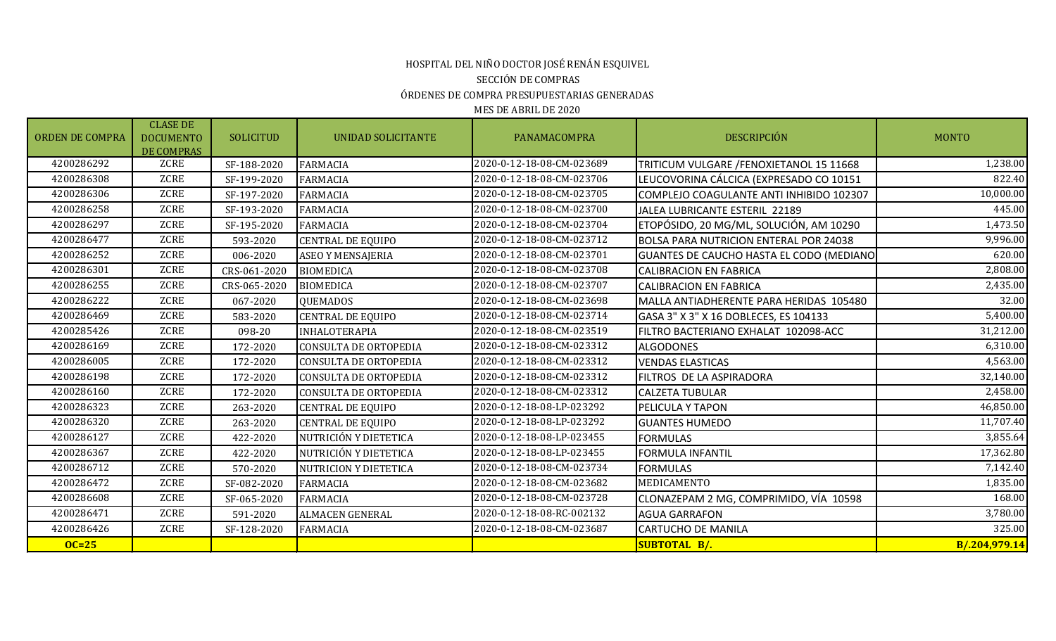HOSPITAL DEL NIÑO DOCTOR JOSÉ RENÁN ESQUIVEL

SECCIÓN DE COMPRAS

ÓRDENES DE COMPRA PRESUPUESTARIAS GENERADAS

MES DE ABRIL DE 2020

| ORDEN DE COMPRA | CLASE DE DOCUMENTO DE COMPRAS | SOLICITUD | UNIDAD SOLICITANTE | PANAMACOMPRA | DESCRIPCIÓN | MONTO |
|---|---|---|---|---|---|---|
| 4200286292 | ZCRE | SF-188-2020 | FARMACIA | 2020-0-12-18-08-CM-023689 | TRITICUM VULGARE /FENOXIETANOL 15 11668 | 1,238.00 |
| 4200286308 | ZCRE | SF-199-2020 | FARMACIA | 2020-0-12-18-08-CM-023706 | LEUCOVORINA CÁLCICA (EXPRESADO CO 10151 | 822.40 |
| 4200286306 | ZCRE | SF-197-2020 | FARMACIA | 2020-0-12-18-08-CM-023705 | COMPLEJO COAGULANTE ANTI INHIBIDO 102307 | 10,000.00 |
| 4200286258 | ZCRE | SF-193-2020 | FARMACIA | 2020-0-12-18-08-CM-023700 | JALEA LUBRICANTE ESTERIL 22189 | 445.00 |
| 4200286297 | ZCRE | SF-195-2020 | FARMACIA | 2020-0-12-18-08-CM-023704 | ETOPÓSIDO, 20 MG/ML, SOLUCIÓN, AM 10290 | 1,473.50 |
| 4200286477 | ZCRE | 593-2020 | CENTRAL DE EQUIPO | 2020-0-12-18-08-CM-023712 | BOLSA PARA NUTRICION ENTERAL POR 24038 | 9,996.00 |
| 4200286252 | ZCRE | 006-2020 | ASEO Y MENSAJERIA | 2020-0-12-18-08-CM-023701 | GUANTES DE CAUCHO HASTA EL CODO (MEDIANO | 620.00 |
| 4200286301 | ZCRE | CRS-061-2020 | BIOMEDICA | 2020-0-12-18-08-CM-023708 | CALIBRACION EN FABRICA | 2,808.00 |
| 4200286255 | ZCRE | CRS-065-2020 | BIOMEDICA | 2020-0-12-18-08-CM-023707 | CALIBRACION EN FABRICA | 2,435.00 |
| 4200286222 | ZCRE | 067-2020 | QUEMADOS | 2020-0-12-18-08-CM-023698 | MALLA ANTIADHERENTE PARA HERIDAS 105480 | 32.00 |
| 4200286469 | ZCRE | 583-2020 | CENTRAL DE EQUIPO | 2020-0-12-18-08-CM-023714 | GASA 3" X 3" X 16 DOBLECES, ES 104133 | 5,400.00 |
| 4200285426 | ZCRE | 098-20 | INHALOTERAPIA | 2020-0-12-18-08-CM-023519 | FILTRO BACTERIANO EXHALAT 102098-ACC | 31,212.00 |
| 4200286169 | ZCRE | 172-2020 | CONSULTA DE ORTOPEDIA | 2020-0-12-18-08-CM-023312 | ALGODONES | 6,310.00 |
| 4200286005 | ZCRE | 172-2020 | CONSULTA DE ORTOPEDIA | 2020-0-12-18-08-CM-023312 | VENDAS ELASTICAS | 4,563.00 |
| 4200286198 | ZCRE | 172-2020 | CONSULTA DE ORTOPEDIA | 2020-0-12-18-08-CM-023312 | FILTROS DE LA ASPIRADORA | 32,140.00 |
| 4200286160 | ZCRE | 172-2020 | CONSULTA DE ORTOPEDIA | 2020-0-12-18-08-CM-023312 | CALZETA TUBULAR | 2,458.00 |
| 4200286323 | ZCRE | 263-2020 | CENTRAL DE EQUIPO | 2020-0-12-18-08-LP-023292 | PELICULA Y TAPON | 46,850.00 |
| 4200286320 | ZCRE | 263-2020 | CENTRAL DE EQUIPO | 2020-0-12-18-08-LP-023292 | GUANTES HUMEDO | 11,707.40 |
| 4200286127 | ZCRE | 422-2020 | NUTRICIÓN Y DIETETICA | 2020-0-12-18-08-LP-023455 | FORMULAS | 3,855.64 |
| 4200286367 | ZCRE | 422-2020 | NUTRICIÓN Y DIETETICA | 2020-0-12-18-08-LP-023455 | FORMULA INFANTIL | 17,362.80 |
| 4200286712 | ZCRE | 570-2020 | NUTRICION Y DIETETICA | 2020-0-12-18-08-CM-023734 | FORMULAS | 7,142.40 |
| 4200286472 | ZCRE | SF-082-2020 | FARMACIA | 2020-0-12-18-08-CM-023682 | MEDICAMENTO | 1,835.00 |
| 4200286608 | ZCRE | SF-065-2020 | FARMACIA | 2020-0-12-18-08-CM-023728 | CLONAZEPAM 2 MG, COMPRIMIDO, VÍA 10598 | 168.00 |
| 4200286471 | ZCRE | 591-2020 | ALMACEN GENERAL | 2020-0-12-18-08-RC-002132 | AGUA GARRAFON | 3,780.00 |
| 4200286426 | ZCRE | SF-128-2020 | FARMACIA | 2020-0-12-18-08-CM-023687 | CARTUCHO DE MANILA | 325.00 |
| **OC=25** | | | | | **SUBTOTAL B/.** | **B/.204,979.14** |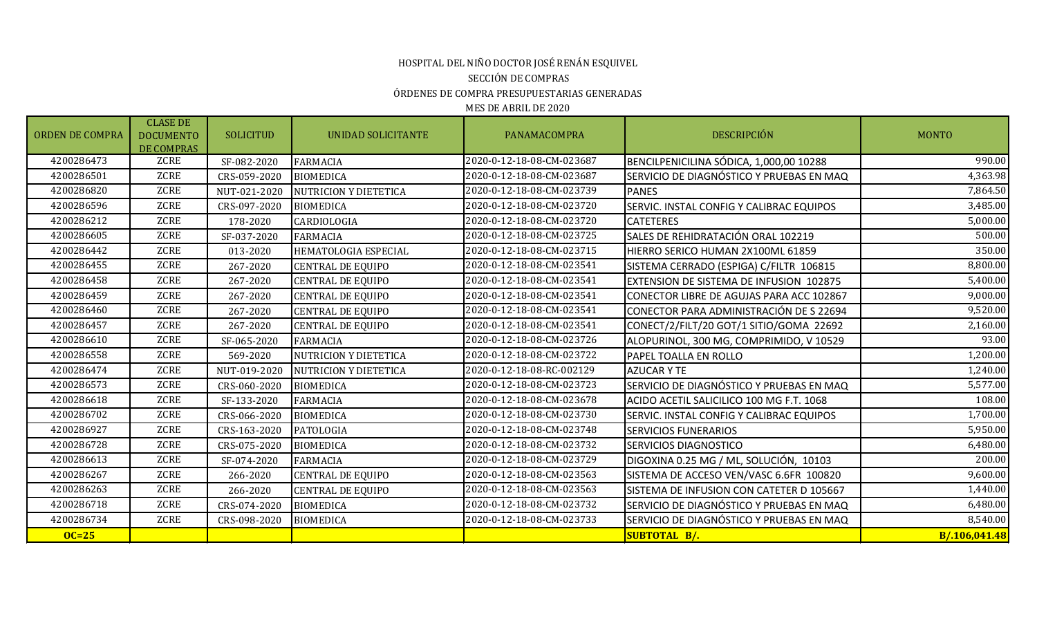HOSPITAL DEL NIÑO DOCTOR JOSÉ RENÁN ESQUIVEL

SECCIÓN DE COMPRAS

ÓRDENES DE COMPRA PRESUPUESTARIAS GENERADAS

MES DE ABRIL DE 2020

| ORDEN DE COMPRA | CLASE DE DOCUMENTO DE COMPRAS | SOLICITUD | UNIDAD SOLICITANTE | PANAMACOMPRA | DESCRIPCIÓN | MONTO |
|---|---|---|---|---|---|---|
| 4200286473 | ZCRE | SF-082-2020 | FARMACIA | 2020-0-12-18-08-CM-023687 | BENCILPENICILINA SÓDICA, 1,000,00 10288 | 990.00 |
| 4200286501 | ZCRE | CRS-059-2020 | BIOMEDICA | 2020-0-12-18-08-CM-023687 | SERVICIO DE DIAGNÓSTICO Y PRUEBAS EN MAQ | 4,363.98 |
| 4200286820 | ZCRE | NUT-021-2020 | NUTRICION Y DIETETICA | 2020-0-12-18-08-CM-023739 | PANES | 7,864.50 |
| 4200286596 | ZCRE | CRS-097-2020 | BIOMEDICA | 2020-0-12-18-08-CM-023720 | SERVIC. INSTAL CONFIG Y CALIBRAC EQUIPOS | 3,485.00 |
| 4200286212 | ZCRE | 178-2020 | CARDIOLOGIA | 2020-0-12-18-08-CM-023720 | CATETERES | 5,000.00 |
| 4200286605 | ZCRE | SF-037-2020 | FARMACIA | 2020-0-12-18-08-CM-023725 | SALES DE REHIDRATACIÓN ORAL 102219 | 500.00 |
| 4200286442 | ZCRE | 013-2020 | HEMATOLOGIA ESPECIAL | 2020-0-12-18-08-CM-023715 | HIERRO SERICO HUMAN 2X100ML 61859 | 350.00 |
| 4200286455 | ZCRE | 267-2020 | CENTRAL DE EQUIPO | 2020-0-12-18-08-CM-023541 | SISTEMA CERRADO (ESPIGA) C/FILTR 106815 | 8,800.00 |
| 4200286458 | ZCRE | 267-2020 | CENTRAL DE EQUIPO | 2020-0-12-18-08-CM-023541 | EXTENSION DE SISTEMA DE INFUSION 102875 | 5,400.00 |
| 4200286459 | ZCRE | 267-2020 | CENTRAL DE EQUIPO | 2020-0-12-18-08-CM-023541 | CONECTOR LIBRE DE AGUJAS PARA ACC 102867 | 9,000.00 |
| 4200286460 | ZCRE | 267-2020 | CENTRAL DE EQUIPO | 2020-0-12-18-08-CM-023541 | CONECTOR PARA ADMINISTRACIÓN DE S 22694 | 9,520.00 |
| 4200286457 | ZCRE | 267-2020 | CENTRAL DE EQUIPO | 2020-0-12-18-08-CM-023541 | CONECT/2/FILT/20 GOT/1 SITIO/GOMA 22692 | 2,160.00 |
| 4200286610 | ZCRE | SF-065-2020 | FARMACIA | 2020-0-12-18-08-CM-023726 | ALOPURINOL, 300 MG, COMPRIMIDO, V 10529 | 93.00 |
| 4200286558 | ZCRE | 569-2020 | NUTRICION Y DIETETICA | 2020-0-12-18-08-CM-023722 | PAPEL TOALLA EN ROLLO | 1,200.00 |
| 4200286474 | ZCRE | NUT-019-2020 | NUTRICION Y DIETETICA | 2020-0-12-18-08-RC-002129 | AZUCAR Y TE | 1,240.00 |
| 4200286573 | ZCRE | CRS-060-2020 | BIOMEDICA | 2020-0-12-18-08-CM-023723 | SERVICIO DE DIAGNÓSTICO Y PRUEBAS EN MAQ | 5,577.00 |
| 4200286618 | ZCRE | SF-133-2020 | FARMACIA | 2020-0-12-18-08-CM-023678 | ACIDO ACETIL SALICILICO 100 MG F.T. 1068 | 108.00 |
| 4200286702 | ZCRE | CRS-066-2020 | BIOMEDICA | 2020-0-12-18-08-CM-023730 | SERVIC. INSTAL CONFIG Y CALIBRAC EQUIPOS | 1,700.00 |
| 4200286927 | ZCRE | CRS-163-2020 | PATOLOGIA | 2020-0-12-18-08-CM-023748 | SERVICIOS FUNERARIOS | 5,950.00 |
| 4200286728 | ZCRE | CRS-075-2020 | BIOMEDICA | 2020-0-12-18-08-CM-023732 | SERVICIOS DIAGNOSTICO | 6,480.00 |
| 4200286613 | ZCRE | SF-074-2020 | FARMACIA | 2020-0-12-18-08-CM-023729 | DIGOXINA 0.25 MG / ML, SOLUCIÓN, 10103 | 200.00 |
| 4200286267 | ZCRE | 266-2020 | CENTRAL DE EQUIPO | 2020-0-12-18-08-CM-023563 | SISTEMA DE ACCESO VEN/VASC 6.6FR 100820 | 9,600.00 |
| 4200286263 | ZCRE | 266-2020 | CENTRAL DE EQUIPO | 2020-0-12-18-08-CM-023563 | SISTEMA DE INFUSION CON CATETER D 105667 | 1,440.00 |
| 4200286718 | ZCRE | CRS-074-2020 | BIOMEDICA | 2020-0-12-18-08-CM-023732 | SERVICIO DE DIAGNÓSTICO Y PRUEBAS EN MAQ | 6,480.00 |
| 4200286734 | ZCRE | CRS-098-2020 | BIOMEDICA | 2020-0-12-18-08-CM-023733 | SERVICIO DE DIAGNÓSTICO Y PRUEBAS EN MAQ | 8,540.00 |
| **OC=25** | | | | | **SUBTOTAL B/.** | **B/.106,041.48** |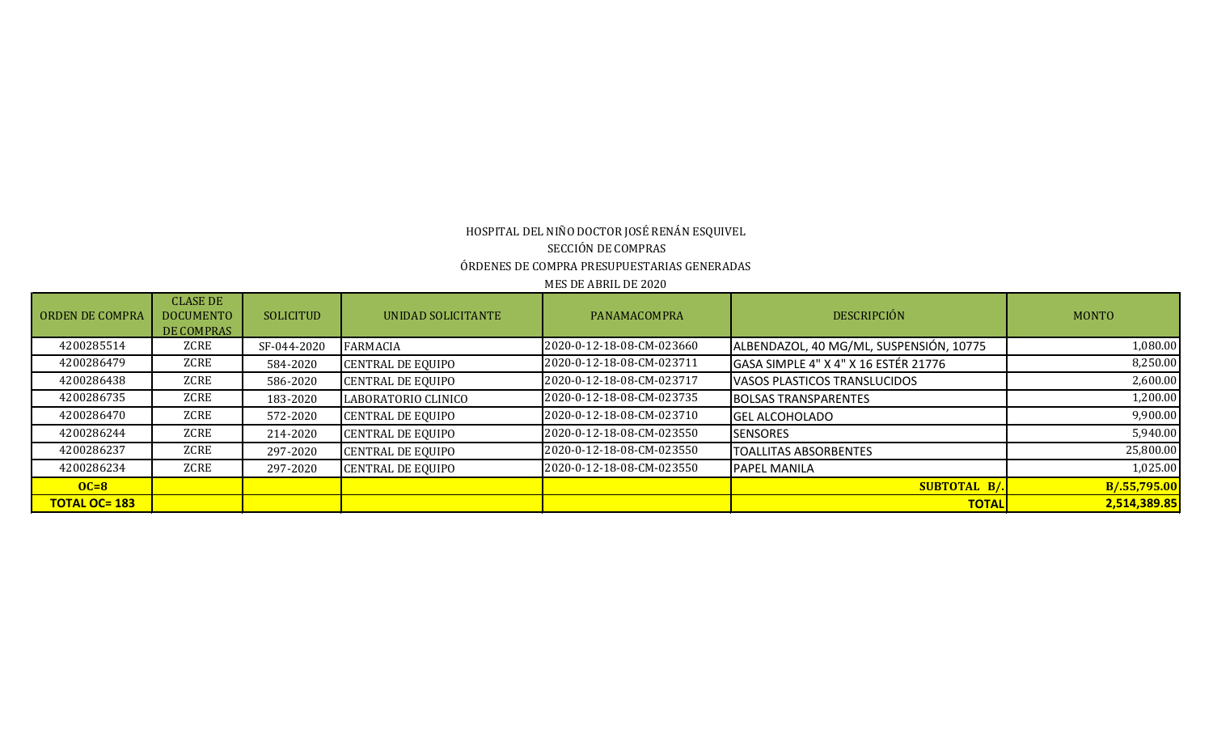HOSPITAL DEL NIÑO DOCTOR JOSÉ RENÁN ESQUIVEL

SECCIÓN DE COMPRAS

ÓRDENES DE COMPRA PRESUPUESTARIAS GENERADAS

MES DE ABRIL DE 2020

| ORDEN DE COMPRA | CLASE DE DOCUMENTO DE COMPRAS | SOLICITUD | UNIDAD SOLICITANTE | PANAMACOMPRA | DESCRIPCIÓN | MONTO |
|---|---|---|---|---|---|---|
| 4200285514 | ZCRE | SF-044-2020 | FARMACIA | 2020-0-12-18-08-CM-023660 | ALBENDAZOL, 40 MG/ML, SUSPENSIÓN, 10775 | 1,080.00 |
| 4200286479 | ZCRE | 584-2020 | CENTRAL DE EQUIPO | 2020-0-12-18-08-CM-023711 | GASA SIMPLE 4" X 4" X 16 ESTÉR 21776 | 8,250.00 |
| 4200286438 | ZCRE | 586-2020 | CENTRAL DE EQUIPO | 2020-0-12-18-08-CM-023717 | VASOS PLASTICOS TRANSLUCIDOS | 2,600.00 |
| 4200286735 | ZCRE | 183-2020 | LABORATORIO CLINICO | 2020-0-12-18-08-CM-023735 | BOLSAS TRANSPARENTES | 1,200.00 |
| 4200286470 | ZCRE | 572-2020 | CENTRAL DE EQUIPO | 2020-0-12-18-08-CM-023710 | GEL ALCOHOLADO | 9,900.00 |
| 4200286244 | ZCRE | 214-2020 | CENTRAL DE EQUIPO | 2020-0-12-18-08-CM-023550 | SENSORES | 5,940.00 |
| 4200286237 | ZCRE | 297-2020 | CENTRAL DE EQUIPO | 2020-0-12-18-08-CM-023550 | TOALLITAS ABSORBENTES | 25,800.00 |
| 4200286234 | ZCRE | 297-2020 | CENTRAL DE EQUIPO | 2020-0-12-18-08-CM-023550 | PAPEL MANILA | 1,025.00 |
| **OC=8** | | | | | **SUBTOTAL B/.** | **B/.55,795.00** |
| **TOTAL OC= 183** | | | | | **TOTAL** | **2,514,389.85** |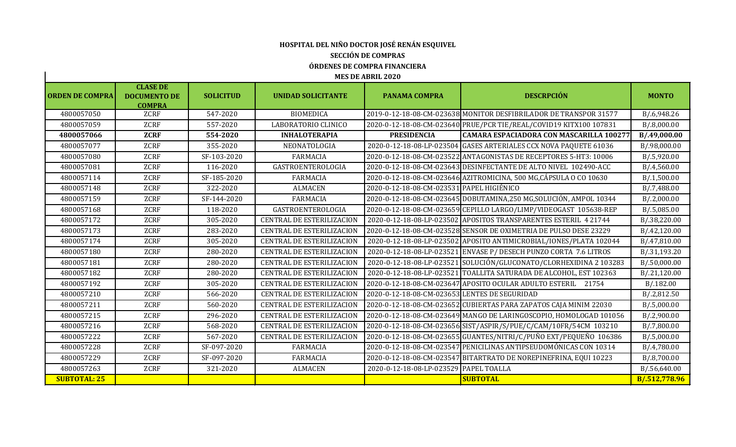**HOSPITAL DEL NIÑO DOCTOR JOSÉ RENÁN ESQUIVEL**

**SECCIÓN DE COMPRAS**

**ÓRDENES DE COMPRA FINANCIERA**

**MES DE ABRIL 2020**

| ORDEN DE COMPRA | CLASE DE DOCUMENTO DE COMPRA | SOLICITUD | UNIDAD SOLICITANTE | PANAMA COMPRA | DESCRPCIÓN | MONTO |
|---|---|---|---|---|---|---|
| 4800057050 | ZCRF | 547-2020 | BIOMEDICA | 2019-0-12-18-08-CM-023638 | MONITOR DESFIBRILADOR DE TRANSPOR 31577 | B/.6,948.26 |
| 4800057059 | ZCRF | 557-2020 | LABORATORIO CLINICO | 2020-0-12-18-08-CM-023640 | PRUE/PCR TIE/REAL/COVID19 KITX100 107831 | B/.8,000.00 |
| **4800057066** | **ZCRF** | **554-2020** | **INHALOTERAPIA** | **PRESIDENCIA** | **CAMARA ESPACIADORA CON MASCARILLA 100277** | **B/.49,000.00** |
| 4800057077 | ZCRF | 355-2020 | NEONATOLOGIA | 2020-0-12-18-08-LP-023504 | GASES ARTERIALES CCX NOVA PAQUETE 61036 | B/.98,000.00 |
| 4800057080 | ZCRF | SF-103-2020 | FARMACIA | 2020-0-12-18-08-CM-023522 | ANTAGONISTAS DE RECEPTORES 5-HT3: 10006 | B/.5,920.00 |
| 4800057081 | ZCRF | 116-2020 | GASTROENTEROLOGIA | 2020-0-12-18-08-CM-023643 | DESINFECTANTE DE ALTO NIVEL 102490-ACC | B/.4,560.00 |
| 4800057114 | ZCRF | SF-185-2020 | FARMACIA | 2020-0-12-18-08-CM-023646 | AZITROMICINA, 500 MG,CÁPSULA O CO 10630 | B/.1,500.00 |
| 4800057148 | ZCRF | 322-2020 | ALMACEN | 2020-0-12-18-08-CM-023531 | PAPEL HIGIÉNICO | B/.7,488.00 |
| 4800057159 | ZCRF | SF-144-2020 | FARMACIA | 2020-0-12-18-08-CM-023645 | DOBUTAMINA,250 MG,SOLUCIÓN, AMPOL 10344 | B/.2,000.00 |
| 4800057168 | ZCRF | 118-2020 | GASTROENTEROLOGIA | 2020-0-12-18-08-CM-023659 | CEPILLO LARGO/LIMP/VIDEOGAST 105638-REP | B/.5,085.00 |
| 4800057172 | ZCRF | 305-2020 | CENTRAL DE ESTERILIZACION | 2020-0-12-18-08-LP-023502 | APOSITOS TRANSPARENTES ESTERIL 4 21744 | B/.38,220.00 |
| 4800057173 | ZCRF | 283-2020 | CENTRAL DE ESTERILIZACION | 2020-0-12-18-08-CM-023528 | SENSOR DE OXIMETRIA DE PULSO DESE 23229 | B/.42,120.00 |
| 4800057174 | ZCRF | 305-2020 | CENTRAL DE ESTERILIZACION | 2020-0-12-18-08-LP-023502 | APOSITO ANTIMICROBIAL/IONES/PLATA 102044 | B/.47,810.00 |
| 4800057180 | ZCRF | 280-2020 | CENTRAL DE ESTERILIZACION | 2020-0-12-18-08-LP-023521 | ENVASE P/ DESECH PUNZO CORTA 7.6 LITROS | B/.31,193.20 |
| 4800057181 | ZCRF | 280-2020 | CENTRAL DE ESTERILIZACION | 2020-0-12-18-08-LP-023521 | SOLUCIÓN/GLUCONATO/CLORHEXIDINA 2 103283 | B/.50,000.00 |
| 4800057182 | ZCRF | 280-2020 | CENTRAL DE ESTERILIZACION | 2020-0-12-18-08-LP-023521 | TOALLITA SATURADA DE ALCOHOL, EST 102363 | B/.21,120.00 |
| 4800057192 | ZCRF | 305-2020 | CENTRAL DE ESTERILIZACION | 2020-0-12-18-08-CM-023647 | APOSITO OCULAR ADULTO ESTERIL 21754 | B/.182.00 |
| 4800057210 | ZCRF | 566-2020 | CENTRAL DE ESTERILIZACION | 2020-0-12-18-08-CM-023653 | LENTES DE SEGURIDAD | B/.2,812.50 |
| 4800057211 | ZCRF | 560-2020 | CENTRAL DE ESTERILIZACION | 2020-0-12-18-08-CM-023652 | CUBIERTAS PARA ZAPATOS CAJA MINIM 22030 | B/.5,000.00 |
| 4800057215 | ZCRF | 296-2020 | CENTRAL DE ESTERILIZACION | 2020-0-12-18-08-CM-023649 | MANGO DE LARINGOSCOPIO, HOMOLOGAD 101056 | B/.2,900.00 |
| 4800057216 | ZCRF | 568-2020 | CENTRAL DE ESTERILIZACION | 2020-0-12-18-08-CM-023656 | SIST/ASPIR/S/PUE/C/CAM/10FR/54CM 103210 | B/.7,800.00 |
| 4800057222 | ZCRF | 567-2020 | CENTRAL DE ESTERILIZACION | 2020-0-12-18-08-CM-023655 | GUANTES/NITRI/C/PUÑO EXT/PEQUEÑO 106386 | B/.5,000.00 |
| 4800057228 | ZCRF | SF-097-2020 | FARMACIA | 2020-0-12-18-08-CM-023547 | PENICILINAS ANTIPSEUDOMÓNICAS CON 10314 | B/.4,780.00 |
| 4800057229 | ZCRF | SF-097-2020 | FARMACIA | 2020-0-12-18-08-CM-023547 | BITARTRATO DE NOREPINEFRINA, EQUI 10223 | B/.8,700.00 |
| 4800057263 | ZCRF | 321-2020 | ALMACEN | 2020-0-12-18-08-LP-023529 | PAPEL TOALLA | B/.56,640.00 |
| **SUBTOTAL: 25** | | | | | **SUBTOTAL** | **B/.512,778.96** |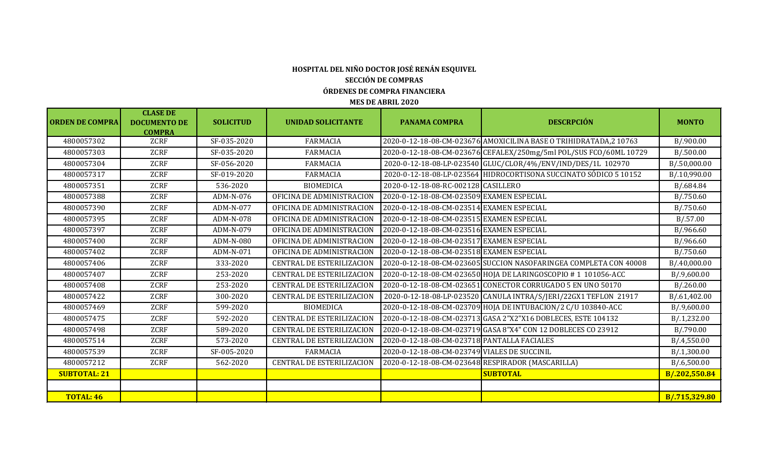**HOSPITAL DEL NIÑO DOCTOR JOSÉ RENÁN ESQUIVEL**

**SECCIÓN DE COMPRAS**

**ÓRDENES DE COMPRA FINANCIERA**

**MES DE ABRIL 2020**

| ORDEN DE COMPRA | CLASE DE DOCUMENTO DE COMPRA | SOLICITUD | UNIDAD SOLICITANTE | PANAMA COMPRA | DESCRPCIÓN | MONTO |
|---|---|---|---|---|---|---|
| 4800057302 | ZCRF | SF-035-2020 | FARMACIA | 2020-0-12-18-08-CM-023676 | AMOXICILINA BASE O TRIHIDRATADA,2 10763 | B/.900.00 |
| 4800057303 | ZCRF | SF-035-2020 | FARMACIA | 2020-0-12-18-08-CM-023676 | CEFALEX/250mg/5ml POL/SUS FCO/60ML 10729 | B/.500.00 |
| 4800057304 | ZCRF | SF-056-2020 | FARMACIA | 2020-0-12-18-08-LP-023540 | GLUC/CLOR/4%/ENV/IND/DES/1L 102970 | B/.50,000.00 |
| 4800057317 | ZCRF | SF-019-2020 | FARMACIA | 2020-0-12-18-08-LP-023564 | HIDROCORTISONA SUCCINATO SÓDICO 5 10152 | B/.10,990.00 |
| 4800057351 | ZCRF | 536-2020 | BIOMEDICA | 2020-0-12-18-08-RC-002128 | CASILLERO | B/.684.84 |
| 4800057388 | ZCRF | ADM-N-076 | OFICINA DE ADMINISTRACION | 2020-0-12-18-08-CM-023509 | EXAMEN ESPECIAL | B/.750.60 |
| 4800057390 | ZCRF | ADM-N-077 | OFICINA DE ADMINISTRACION | 2020-0-12-18-08-CM-023514 | EXAMEN ESPECIAL | B/.750.60 |
| 4800057395 | ZCRF | ADM-N-078 | OFICINA DE ADMINISTRACION | 2020-0-12-18-08-CM-023515 | EXAMEN ESPECIAL | B/.57.00 |
| 4800057397 | ZCRF | ADM-N-079 | OFICINA DE ADMINISTRACION | 2020-0-12-18-08-CM-023516 | EXAMEN ESPECIAL | B/.966.60 |
| 4800057400 | ZCRF | ADM-N-080 | OFICINA DE ADMINISTRACION | 2020-0-12-18-08-CM-023517 | EXAMEN ESPECIAL | B/.966.60 |
| 4800057402 | ZCRF | ADM-N-071 | OFICINA DE ADMINISTRACION | 2020-0-12-18-08-CM-023518 | EXAMEN ESPECIAL | B/.750.60 |
| 4800057406 | ZCRF | 333-2020 | CENTRAL DE ESTERILIZACION | 2020-0-12-18-08-CM-023605 | SUCCION NASOFARINGEA COMPLETA CON 40008 | B/.40,000.00 |
| 4800057407 | ZCRF | 253-2020 | CENTRAL DE ESTERILIZACION | 2020-0-12-18-08-CM-023650 | HOJA DE LARINGOSCOPIO # 1 101056-ACC | B/.9,600.00 |
| 4800057408 | ZCRF | 253-2020 | CENTRAL DE ESTERILIZACION | 2020-0-12-18-08-CM-023651 | CONECTOR CORRUGADO 5 EN UNO 50170 | B/.260.00 |
| 4800057422 | ZCRF | 300-2020 | CENTRAL DE ESTERILIZACION | 2020-0-12-18-08-LP-023520 | CANULA INTRA/S/JERI/22GX1 TEFLON 21917 | B/.61,402.00 |
| 4800057469 | ZCRF | 599-2020 | BIOMEDICA | 2020-0-12-18-08-CM-023709 | HOJA DE INTUBACION/2 C/U 103840-ACC | B/.9,600.00 |
| 4800057475 | ZCRF | 592-2020 | CENTRAL DE ESTERILIZACION | 2020-0-12-18-08-CM-023713 | GASA 2"X2"X16 DOBLECES, ESTE 104132 | B/.1,232.00 |
| 4800057498 | ZCRF | 589-2020 | CENTRAL DE ESTERILIZACION | 2020-0-12-18-08-CM-023719 | GASA 8"X4" CON 12 DOBLECES CO 23912 | B/.790.00 |
| 4800057514 | ZCRF | 573-2020 | CENTRAL DE ESTERILIZACION | 2020-0-12-18-08-CM-023718 | PANTALLA FACIALES | B/.4,550.00 |
| 4800057539 | ZCRF | SF-005-2020 | FARMACIA | 2020-0-12-18-08-CM-023749 | VIALES DE SUCCINIL | B/.1,300.00 |
| 4800057212 | ZCRF | 562-2020 | CENTRAL DE ESTERILIZACION | 2020-0-12-18-08-CM-023648 | RESPIRADOR (MASCARILLA) | B/.6,500.00 |
| **SUBTOTAL: 21** | | | | | **SUBTOTAL** | **B/.202,550.84** |
| | | | | | | |
| **TOTAL: 46** | | | | | | **B/.715,329.80** |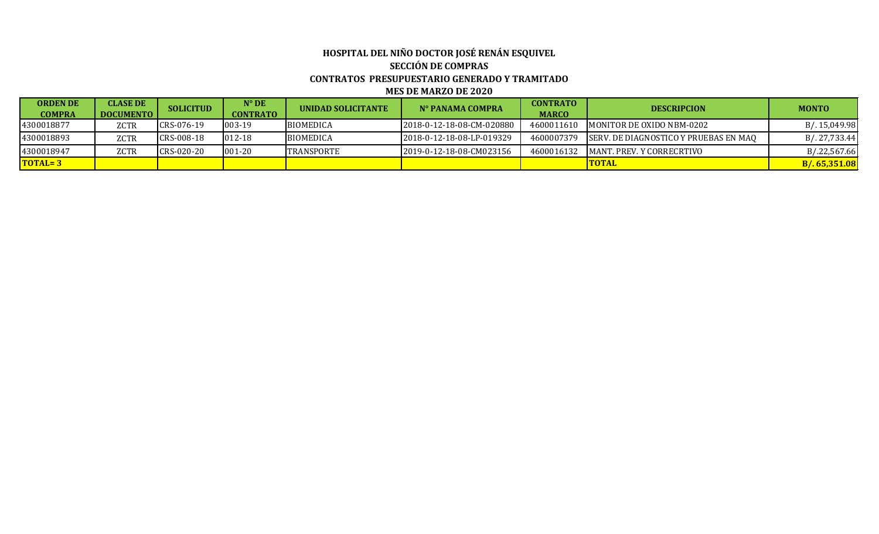**HOSPITAL DEL NIÑO DOCTOR JOSÉ RENÁN ESQUIVEL**

**SECCIÓN DE COMPRAS**

**CONTRATOS PRESUPUESTARIO GENERADO Y TRAMITADO**

**MES DE MARZO DE 2020**

| ORDEN DE COMPRA | CLASE DE DOCUMENTO | SOLICITUD | N° DE CONTRATO | UNIDAD SOLICITANTE | N° PANAMA COMPRA | CONTRATO MARCO | DESCRIPCION | MONTO |
|---|---|---|---|---|---|---|---|---|
| 4300018877 | ZCTR | CRS-076-19 | 003-19 | BIOMEDICA | 2018-0-12-18-08-CM-020880 | 4600011610 | MONITOR DE OXIDO NBM-0202 | B/. 15,049.98 |
| 4300018893 | ZCTR | CRS-008-18 | 012-18 | BIOMEDICA | 2018-0-12-18-08-LP-019329 | 4600007379 | SERV. DE DIAGNOSTICO Y PRUEBAS EN MAQ | B/. 27,733.44 |
| 4300018947 | ZCTR | CRS-020-20 | 001-20 | TRANSPORTE | 2019-0-12-18-08-CM023156 | 4600016132 | MANT. PREV. Y CORRECRTIVO | B/.22,567.66 |
| **TOTAL= 3** | | | | | | | **TOTAL** | **B/. 65,351.08** |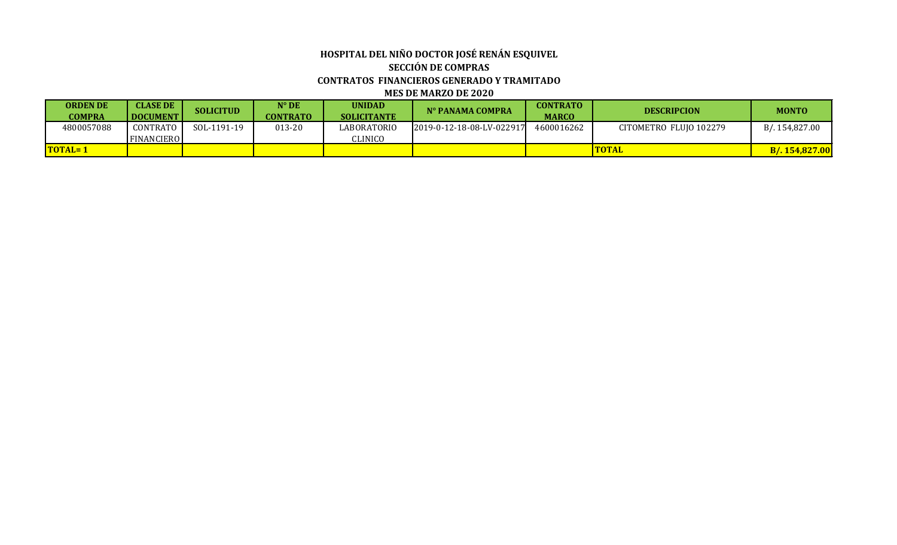**HOSPITAL DEL NIÑO DOCTOR JOSÉ RENÁN ESQUIVEL**

**SECCIÓN DE COMPRAS**

**CONTRATOS FINANCIEROS GENERADO Y TRAMITADO**

**MES DE MARZO DE 2020**

| ORDEN DE COMPRA | CLASE DE DOCUMENT | SOLICITUD | N° DE CONTRATO | UNIDAD SOLICITANTE | N° PANAMA COMPRA | CONTRATO MARCO | DESCRIPCION | MONTO |
|---|---|---|---|---|---|---|---|---|
| 4800057088 | CONTRATO FINANCIERO | SOL-1191-19 | 013-20 | LABORATORIO CLINICO | 2019-0-12-18-08-LV-022917 | 4600016262 | CITOMETRO FLUJO 102279 | B/. 154,827.00 |
| **TOTAL= 1** | | | | | | | **TOTAL** | **B/. 154,827.00** |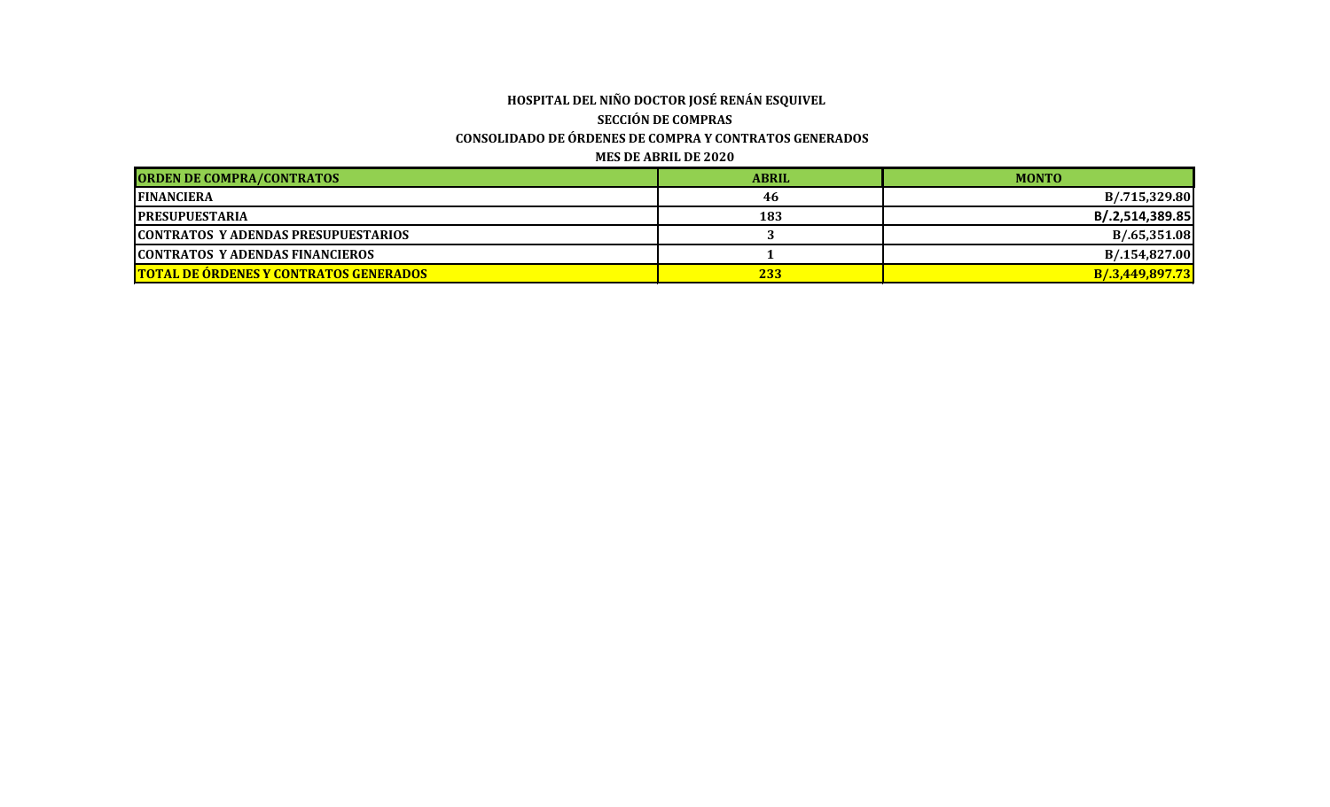**HOSPITAL DEL NIÑO DOCTOR JOSÉ RENÁN ESQUIVEL**

**SECCIÓN DE COMPRAS**

**CONSOLIDADO DE ÓRDENES DE COMPRA Y CONTRATOS GENERADOS**

**MES DE ABRIL DE 2020**

| ORDEN DE COMPRA/CONTRATOS | ABRIL | MONTO |
|---|---|---|
| FINANCIERA | 46 | B/.715,329.80 |
| PRESUPUESTARIA | 183 | B/.2,514,389.85 |
| CONTRATOS Y ADENDAS PRESUPUESTARIOS | 3 | B/.65,351.08 |
| CONTRATOS Y ADENDAS FINANCIEROS | 1 | B/.154,827.00 |
| TOTAL DE ÓRDENES Y CONTRATOS GENERADOS | 233 | B/.3,449,897.73 |